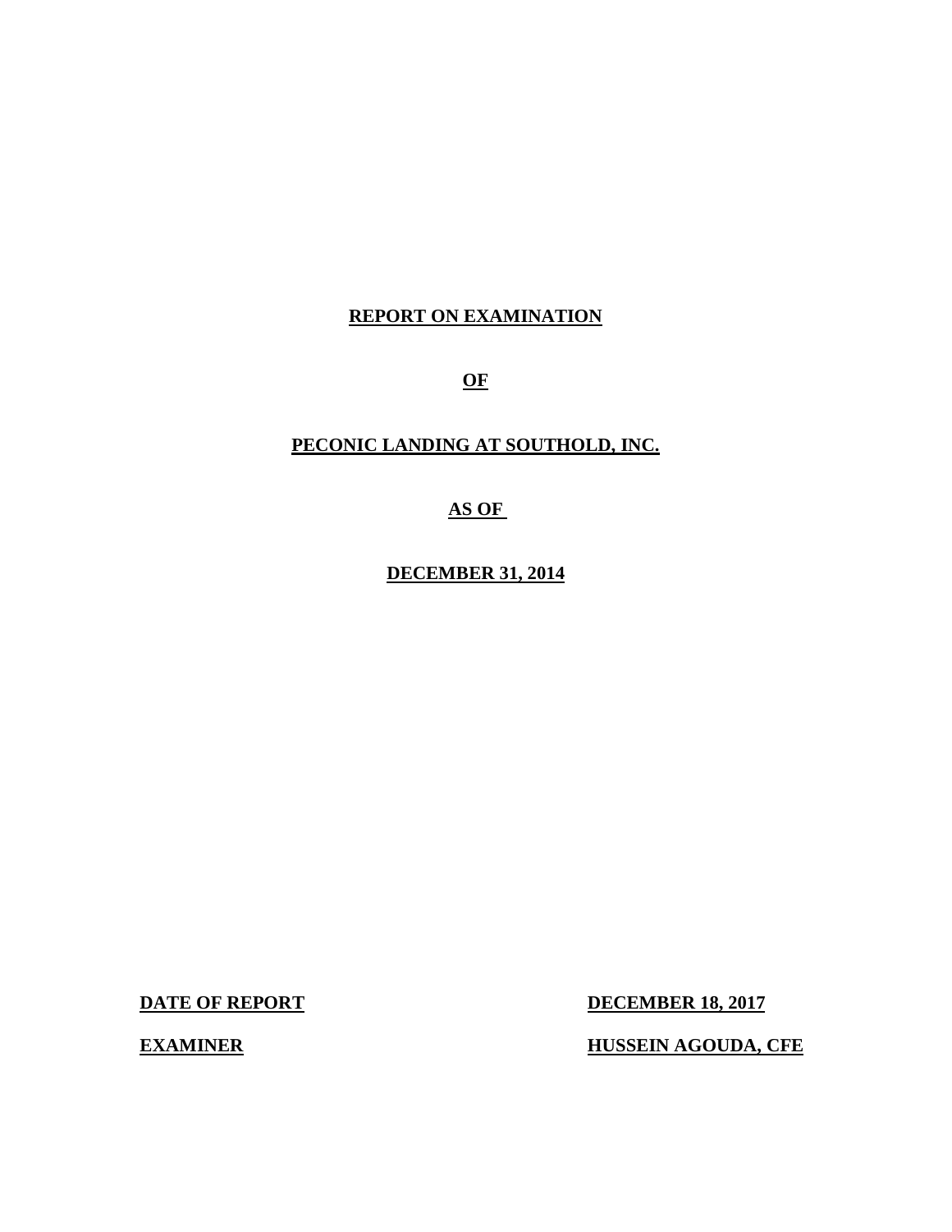**REPORT ON EXAMINATION**

**OF**

**PECONIC LANDING AT SOUTHOLD, INC.**

**AS OF**

**DECEMBER 31, 2014**

**DATE OF REPORT** **DECEMBER 18, 2017**

**EXAMINER** **HUSSEIN AGOUDA, CFE**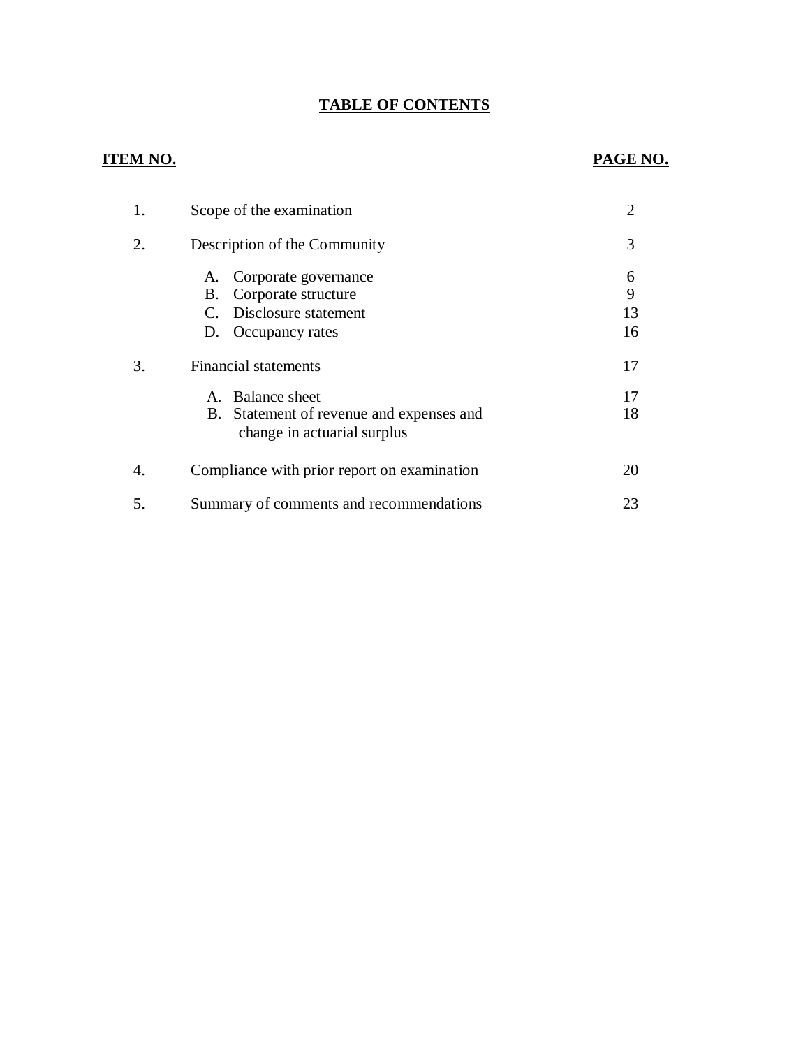## TABLE OF CONTENTS

| ITEM NO. | | PAGE NO. |
|---|---|---|
| 1. | Scope of the examination | 2 |
| 2. | Description of the Community | 3 |
| | A. Corporate governance | 6 |
| | B. Corporate structure | 9 |
| | C. Disclosure statement | 13 |
| | D. Occupancy rates | 16 |
| 3. | Financial statements | 17 |
| | A. Balance sheet | 17 |
| | B. Statement of revenue and expenses and change in actuarial surplus | 18 |
| 4. | Compliance with prior report on examination | 20 |
| 5. | Summary of comments and recommendations | 23 |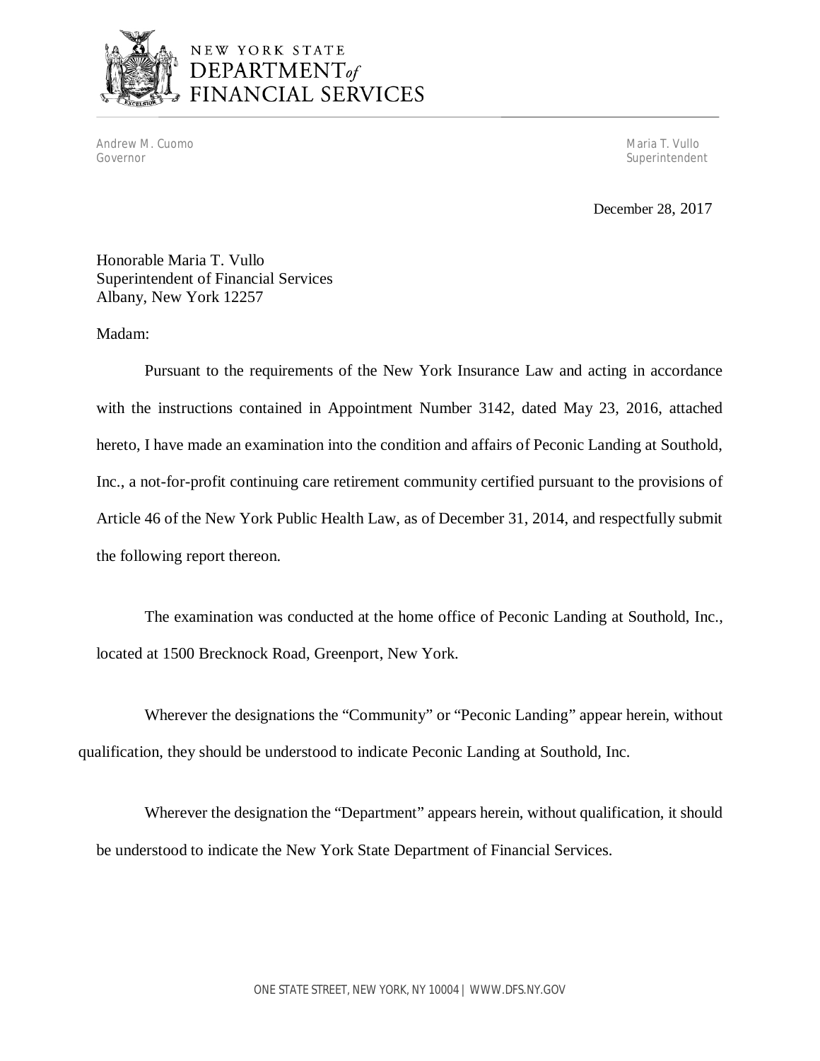NEW YORK STATE
DEPARTMENT *of*
FINANCIAL SERVICES

Andrew M. Cuomo
Governor

Maria T. Vullo
Superintendent

December 28, 2017

Honorable Maria T. Vullo
Superintendent of Financial Services
Albany, New York 12257

Madam:

Pursuant to the requirements of the New York Insurance Law and acting in accordance with the instructions contained in Appointment Number 3142, dated May 23, 2016, attached hereto, I have made an examination into the condition and affairs of Peconic Landing at Southold, Inc., a not-for-profit continuing care retirement community certified pursuant to the provisions of Article 46 of the New York Public Health Law, as of December 31, 2014, and respectfully submit the following report thereon.

The examination was conducted at the home office of Peconic Landing at Southold, Inc., located at 1500 Brecknock Road, Greenport, New York.

Wherever the designations the "Community" or "Peconic Landing" appear herein, without qualification, they should be understood to indicate Peconic Landing at Southold, Inc.

Wherever the designation the "Department" appears herein, without qualification, it should be understood to indicate the New York State Department of Financial Services.

ONE STATE STREET, NEW YORK, NY 10004 | WWW.DFS.NY.GOV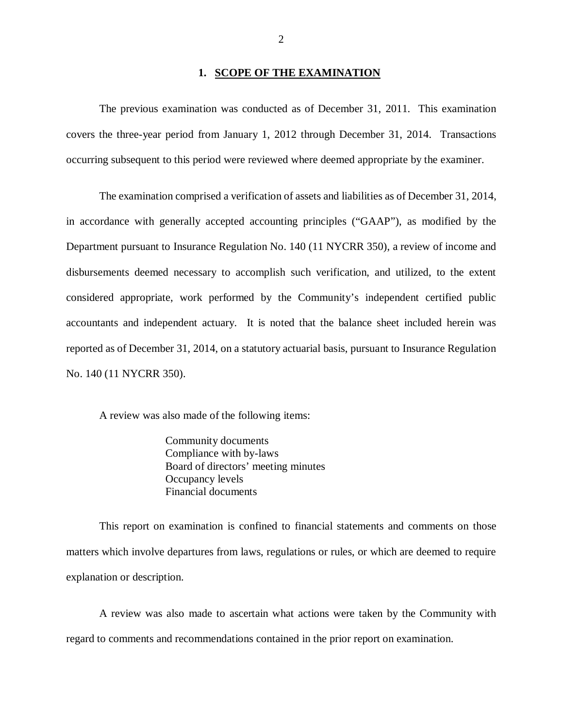## 1. SCOPE OF THE EXAMINATION

The previous examination was conducted as of December 31, 2011. This examination covers the three-year period from January 1, 2012 through December 31, 2014. Transactions occurring subsequent to this period were reviewed where deemed appropriate by the examiner.

The examination comprised a verification of assets and liabilities as of December 31, 2014, in accordance with generally accepted accounting principles ("GAAP"), as modified by the Department pursuant to Insurance Regulation No. 140 (11 NYCRR 350), a review of income and disbursements deemed necessary to accomplish such verification, and utilized, to the extent considered appropriate, work performed by the Community's independent certified public accountants and independent actuary. It is noted that the balance sheet included herein was reported as of December 31, 2014, on a statutory actuarial basis, pursuant to Insurance Regulation No. 140 (11 NYCRR 350).

A review was also made of the following items:

- Community documents
- Compliance with by-laws
- Board of directors' meeting minutes
- Occupancy levels
- Financial documents

This report on examination is confined to financial statements and comments on those matters which involve departures from laws, regulations or rules, or which are deemed to require explanation or description.

A review was also made to ascertain what actions were taken by the Community with regard to comments and recommendations contained in the prior report on examination.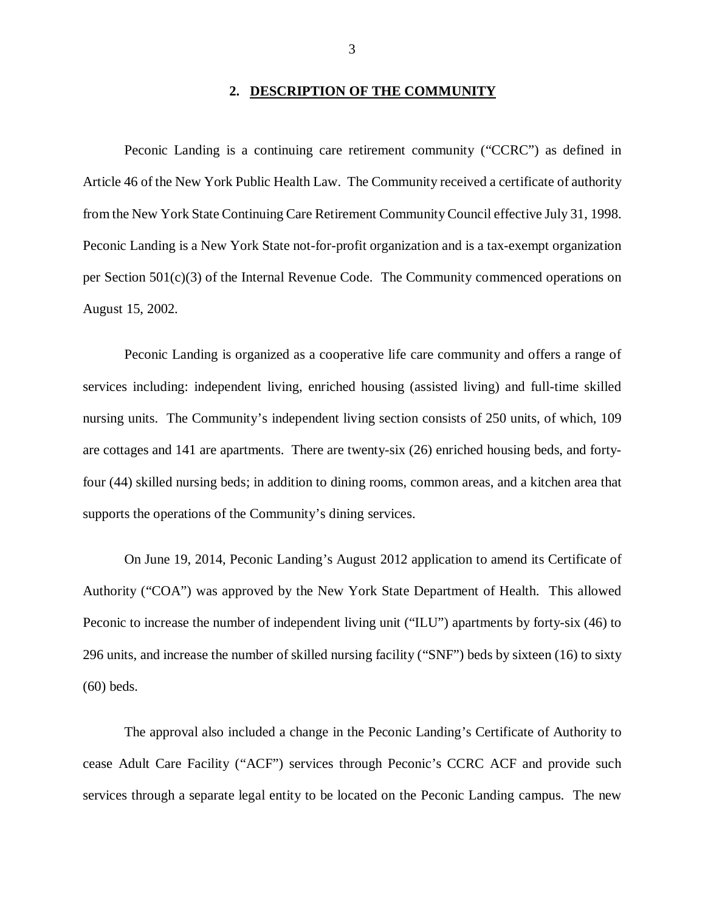## 2. DESCRIPTION OF THE COMMUNITY

Peconic Landing is a continuing care retirement community ("CCRC") as defined in Article 46 of the New York Public Health Law. The Community received a certificate of authority from the New York State Continuing Care Retirement Community Council effective July 31, 1998. Peconic Landing is a New York State not-for-profit organization and is a tax-exempt organization per Section 501(c)(3) of the Internal Revenue Code. The Community commenced operations on August 15, 2002.

Peconic Landing is organized as a cooperative life care community and offers a range of services including: independent living, enriched housing (assisted living) and full-time skilled nursing units. The Community's independent living section consists of 250 units, of which, 109 are cottages and 141 are apartments. There are twenty-six (26) enriched housing beds, and forty-four (44) skilled nursing beds; in addition to dining rooms, common areas, and a kitchen area that supports the operations of the Community's dining services.

On June 19, 2014, Peconic Landing's August 2012 application to amend its Certificate of Authority ("COA") was approved by the New York State Department of Health. This allowed Peconic to increase the number of independent living unit ("ILU") apartments by forty-six (46) to 296 units, and increase the number of skilled nursing facility ("SNF") beds by sixteen (16) to sixty (60) beds.

The approval also included a change in the Peconic Landing's Certificate of Authority to cease Adult Care Facility ("ACF") services through Peconic's CCRC ACF and provide such services through a separate legal entity to be located on the Peconic Landing campus. The new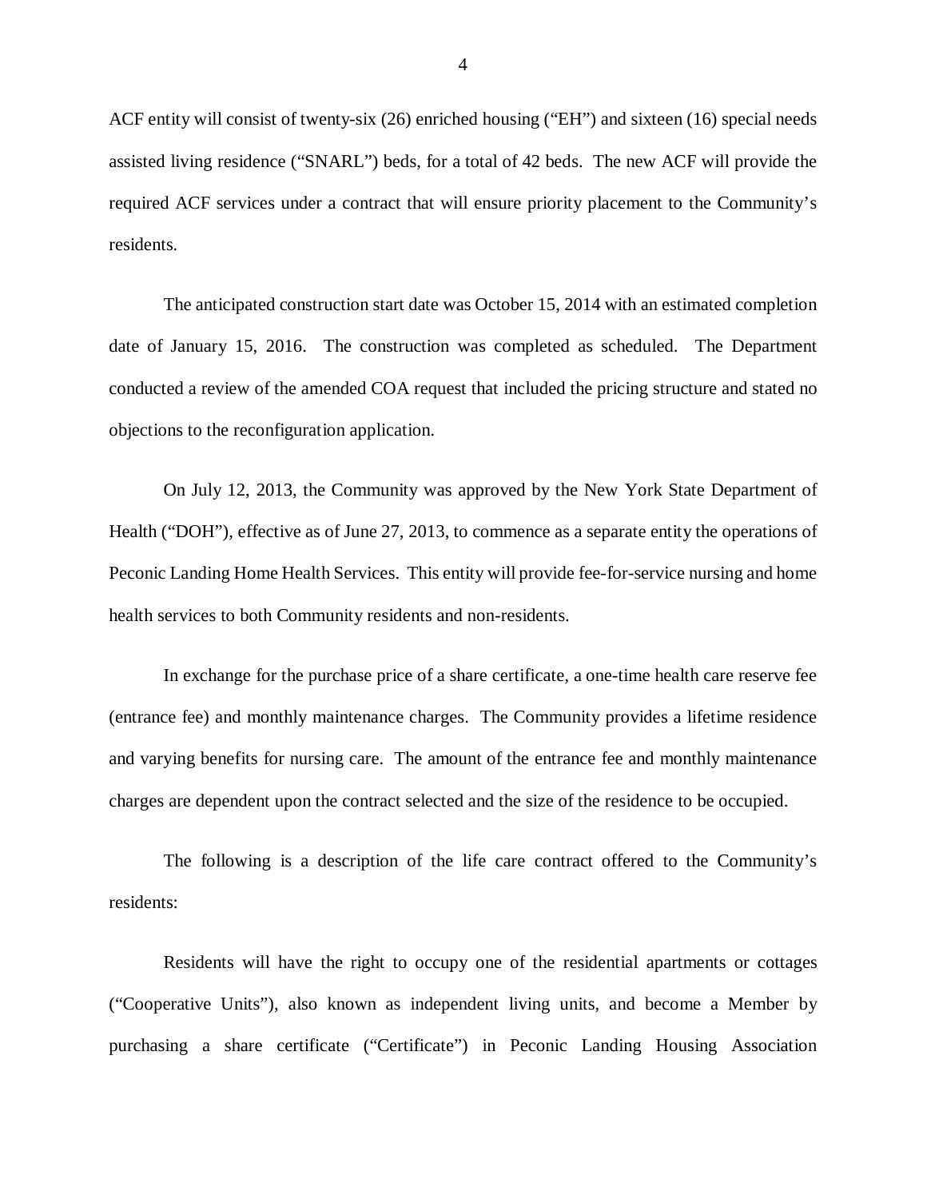ACF entity will consist of twenty-six (26) enriched housing ("EH") and sixteen (16) special needs assisted living residence ("SNARL") beds, for a total of 42 beds. The new ACF will provide the required ACF services under a contract that will ensure priority placement to the Community's residents.

The anticipated construction start date was October 15, 2014 with an estimated completion date of January 15, 2016. The construction was completed as scheduled. The Department conducted a review of the amended COA request that included the pricing structure and stated no objections to the reconfiguration application.

On July 12, 2013, the Community was approved by the New York State Department of Health ("DOH"), effective as of June 27, 2013, to commence as a separate entity the operations of Peconic Landing Home Health Services. This entity will provide fee-for-service nursing and home health services to both Community residents and non-residents.

In exchange for the purchase price of a share certificate, a one-time health care reserve fee (entrance fee) and monthly maintenance charges. The Community provides a lifetime residence and varying benefits for nursing care. The amount of the entrance fee and monthly maintenance charges are dependent upon the contract selected and the size of the residence to be occupied.

The following is a description of the life care contract offered to the Community's residents:

Residents will have the right to occupy one of the residential apartments or cottages ("Cooperative Units"), also known as independent living units, and become a Member by purchasing a share certificate ("Certificate") in Peconic Landing Housing Association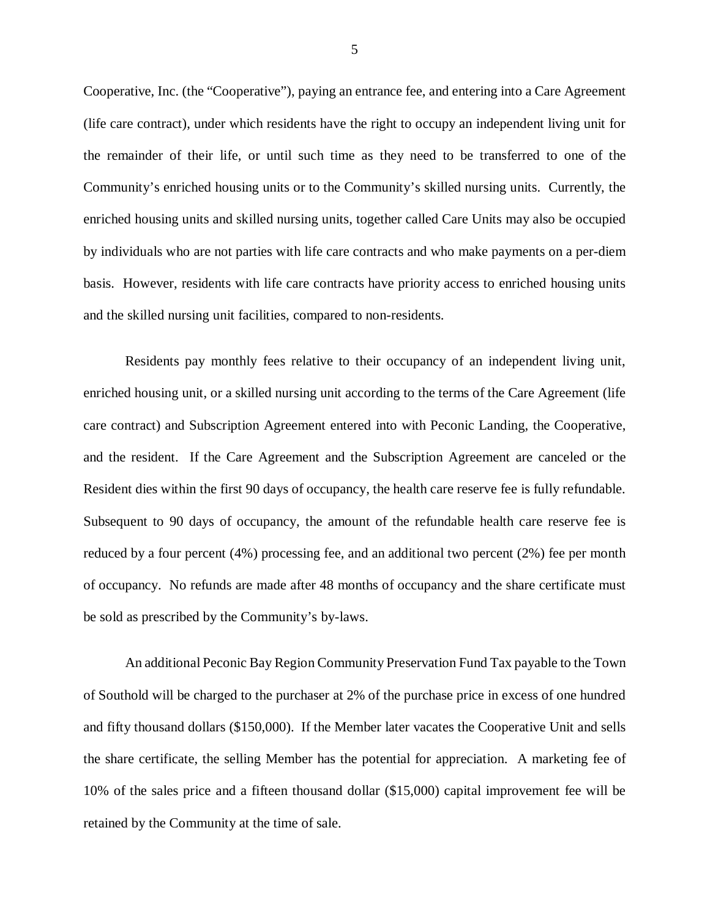Cooperative, Inc. (the "Cooperative"), paying an entrance fee, and entering into a Care Agreement (life care contract), under which residents have the right to occupy an independent living unit for the remainder of their life, or until such time as they need to be transferred to one of the Community's enriched housing units or to the Community's skilled nursing units. Currently, the enriched housing units and skilled nursing units, together called Care Units may also be occupied by individuals who are not parties with life care contracts and who make payments on a per-diem basis. However, residents with life care contracts have priority access to enriched housing units and the skilled nursing unit facilities, compared to non-residents.

Residents pay monthly fees relative to their occupancy of an independent living unit, enriched housing unit, or a skilled nursing unit according to the terms of the Care Agreement (life care contract) and Subscription Agreement entered into with Peconic Landing, the Cooperative, and the resident. If the Care Agreement and the Subscription Agreement are canceled or the Resident dies within the first 90 days of occupancy, the health care reserve fee is fully refundable. Subsequent to 90 days of occupancy, the amount of the refundable health care reserve fee is reduced by a four percent (4%) processing fee, and an additional two percent (2%) fee per month of occupancy. No refunds are made after 48 months of occupancy and the share certificate must be sold as prescribed by the Community's by-laws.

An additional Peconic Bay Region Community Preservation Fund Tax payable to the Town of Southold will be charged to the purchaser at 2% of the purchase price in excess of one hundred and fifty thousand dollars ($150,000). If the Member later vacates the Cooperative Unit and sells the share certificate, the selling Member has the potential for appreciation. A marketing fee of 10% of the sales price and a fifteen thousand dollar ($15,000) capital improvement fee will be retained by the Community at the time of sale.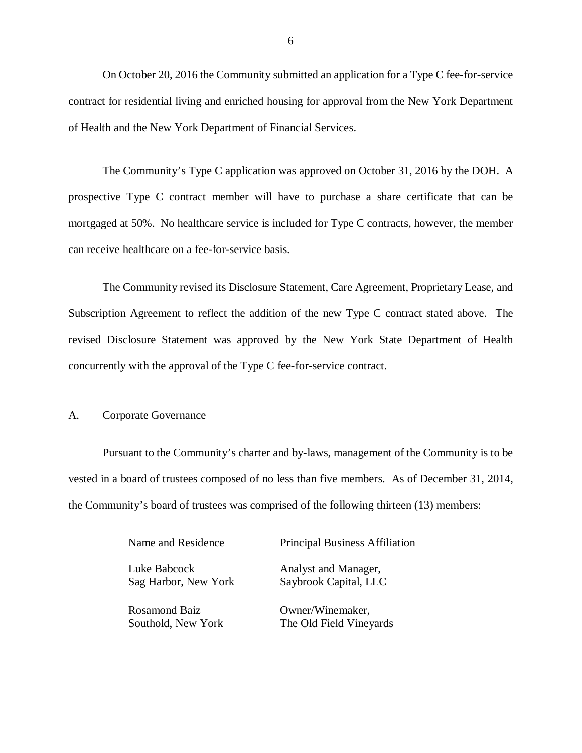On October 20, 2016 the Community submitted an application for a Type C fee-for-service contract for residential living and enriched housing for approval from the New York Department of Health and the New York Department of Financial Services.

The Community's Type C application was approved on October 31, 2016 by the DOH. A prospective Type C contract member will have to purchase a share certificate that can be mortgaged at 50%. No healthcare service is included for Type C contracts, however, the member can receive healthcare on a fee-for-service basis.

The Community revised its Disclosure Statement, Care Agreement, Proprietary Lease, and Subscription Agreement to reflect the addition of the new Type C contract stated above. The revised Disclosure Statement was approved by the New York State Department of Health concurrently with the approval of the Type C fee-for-service contract.

## A. Corporate Governance

Pursuant to the Community's charter and by-laws, management of the Community is to be vested in a board of trustees composed of no less than five members. As of December 31, 2014, the Community's board of trustees was comprised of the following thirteen (13) members:

| Name and Residence | Principal Business Affiliation |
|---|---|
| Luke Babcock<br>Sag Harbor, New York | Analyst and Manager,<br>Saybrook Capital, LLC |
| Rosamond Baiz<br>Southold, New York | Owner/Winemaker,<br>The Old Field Vineyards |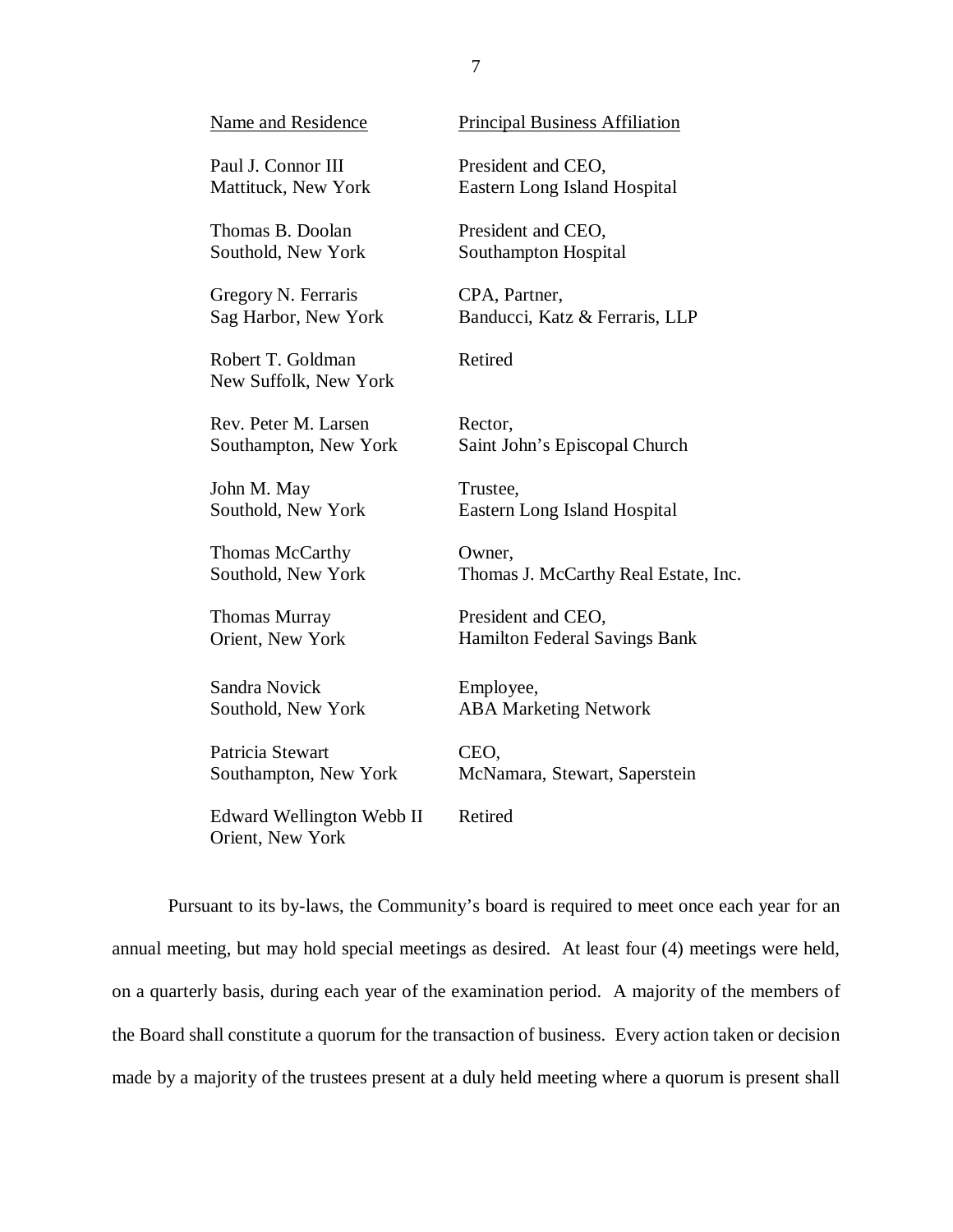| Name and Residence | Principal Business Affiliation |
|---|---|
| Paul J. Connor III<br>Mattituck, New York | President and CEO,<br>Eastern Long Island Hospital |
| Thomas B. Doolan<br>Southold, New York | President and CEO,<br>Southampton Hospital |
| Gregory N. Ferraris<br>Sag Harbor, New York | CPA, Partner,<br>Banducci, Katz & Ferraris, LLP |
| Robert T. Goldman<br>New Suffolk, New York | Retired |
| Rev. Peter M. Larsen<br>Southampton, New York | Rector,<br>Saint John's Episcopal Church |
| John M. May<br>Southold, New York | Trustee,<br>Eastern Long Island Hospital |
| Thomas McCarthy<br>Southold, New York | Owner,<br>Thomas J. McCarthy Real Estate, Inc. |
| Thomas Murray<br>Orient, New York | President and CEO,<br>Hamilton Federal Savings Bank |
| Sandra Novick<br>Southold, New York | Employee,<br>ABA Marketing Network |
| Patricia Stewart<br>Southampton, New York | CEO,<br>McNamara, Stewart, Saperstein |
| Edward Wellington Webb II<br>Orient, New York | Retired |

Pursuant to its by-laws, the Community's board is required to meet once each year for an annual meeting, but may hold special meetings as desired. At least four (4) meetings were held, on a quarterly basis, during each year of the examination period. A majority of the members of the Board shall constitute a quorum for the transaction of business. Every action taken or decision made by a majority of the trustees present at a duly held meeting where a quorum is present shall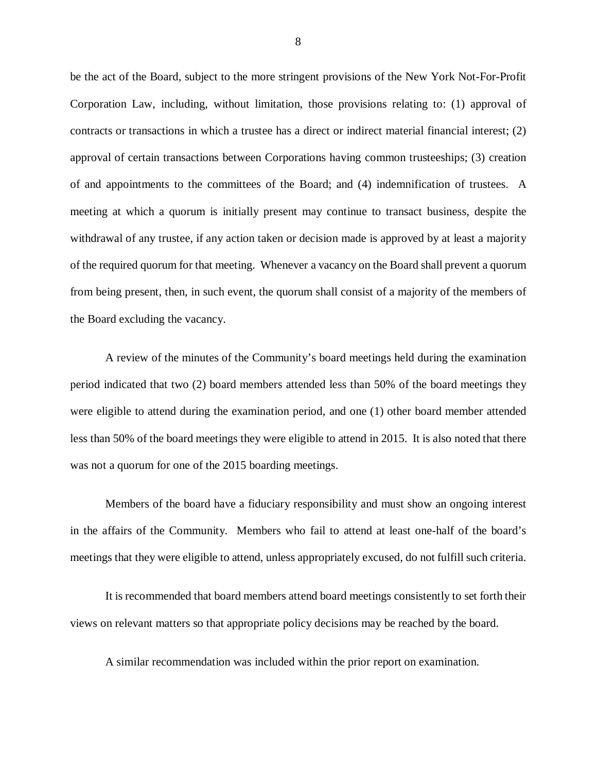be the act of the Board, subject to the more stringent provisions of the New York Not-For-Profit Corporation Law, including, without limitation, those provisions relating to: (1) approval of contracts or transactions in which a trustee has a direct or indirect material financial interest; (2) approval of certain transactions between Corporations having common trusteeships; (3) creation of and appointments to the committees of the Board; and (4) indemnification of trustees. A meeting at which a quorum is initially present may continue to transact business, despite the withdrawal of any trustee, if any action taken or decision made is approved by at least a majority of the required quorum for that meeting. Whenever a vacancy on the Board shall prevent a quorum from being present, then, in such event, the quorum shall consist of a majority of the members of the Board excluding the vacancy.

A review of the minutes of the Community's board meetings held during the examination period indicated that two (2) board members attended less than 50% of the board meetings they were eligible to attend during the examination period, and one (1) other board member attended less than 50% of the board meetings they were eligible to attend in 2015. It is also noted that there was not a quorum for one of the 2015 boarding meetings.

Members of the board have a fiduciary responsibility and must show an ongoing interest in the affairs of the Community. Members who fail to attend at least one-half of the board's meetings that they were eligible to attend, unless appropriately excused, do not fulfill such criteria.

It is recommended that board members attend board meetings consistently to set forth their views on relevant matters so that appropriate policy decisions may be reached by the board.

A similar recommendation was included within the prior report on examination.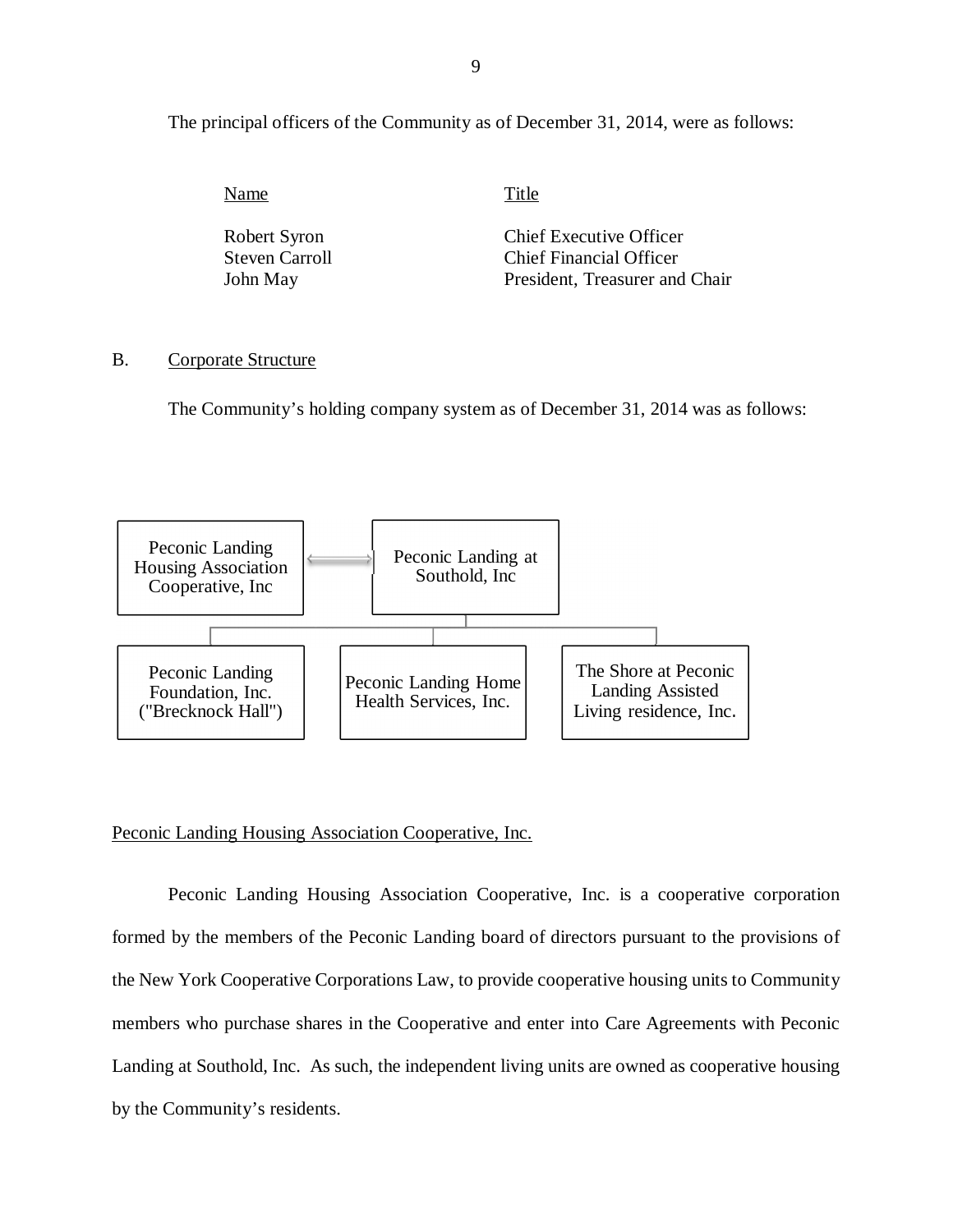The principal officers of the Community as of December 31, 2014, were as follows:

| Name | Title |
| --- | --- |
| Robert Syron | Chief Executive Officer |
| Steven Carroll | Chief Financial Officer |
| John May | President, Treasurer and Chair |

B. Corporate Structure

The Community's holding company system as of December 31, 2014 was as follows:

Peconic Landing Housing Association Cooperative, Inc ⟷ Peconic Landing at Southold, Inc

Peconic Landing at Southold, Inc:
- Peconic Landing Foundation, Inc. ("Brecknock Hall")
- Peconic Landing Home Health Services, Inc.
- The Shore at Peconic Landing Assisted Living residence, Inc.

Peconic Landing Housing Association Cooperative, Inc.

Peconic Landing Housing Association Cooperative, Inc. is a cooperative corporation formed by the members of the Peconic Landing board of directors pursuant to the provisions of the New York Cooperative Corporations Law, to provide cooperative housing units to Community members who purchase shares in the Cooperative and enter into Care Agreements with Peconic Landing at Southold, Inc. As such, the independent living units are owned as cooperative housing by the Community's residents.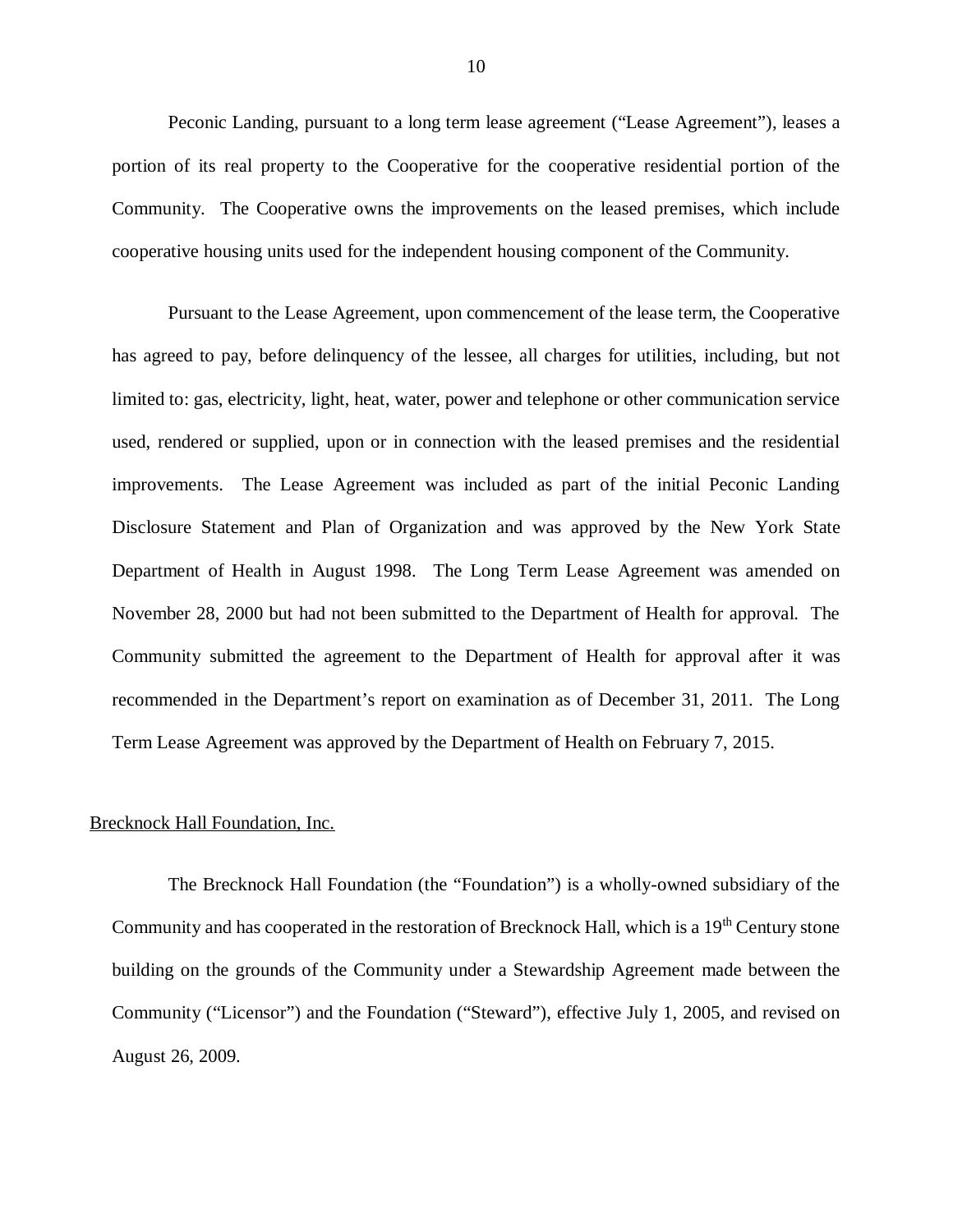Peconic Landing, pursuant to a long term lease agreement ("Lease Agreement"), leases a portion of its real property to the Cooperative for the cooperative residential portion of the Community. The Cooperative owns the improvements on the leased premises, which include cooperative housing units used for the independent housing component of the Community.

Pursuant to the Lease Agreement, upon commencement of the lease term, the Cooperative has agreed to pay, before delinquency of the lessee, all charges for utilities, including, but not limited to: gas, electricity, light, heat, water, power and telephone or other communication service used, rendered or supplied, upon or in connection with the leased premises and the residential improvements. The Lease Agreement was included as part of the initial Peconic Landing Disclosure Statement and Plan of Organization and was approved by the New York State Department of Health in August 1998. The Long Term Lease Agreement was amended on November 28, 2000 but had not been submitted to the Department of Health for approval. The Community submitted the agreement to the Department of Health for approval after it was recommended in the Department's report on examination as of December 31, 2011. The Long Term Lease Agreement was approved by the Department of Health on February 7, 2015.

Brecknock Hall Foundation, Inc.

The Brecknock Hall Foundation (the "Foundation") is a wholly-owned subsidiary of the Community and has cooperated in the restoration of Brecknock Hall, which is a 19th Century stone building on the grounds of the Community under a Stewardship Agreement made between the Community ("Licensor") and the Foundation ("Steward"), effective July 1, 2005, and revised on August 26, 2009.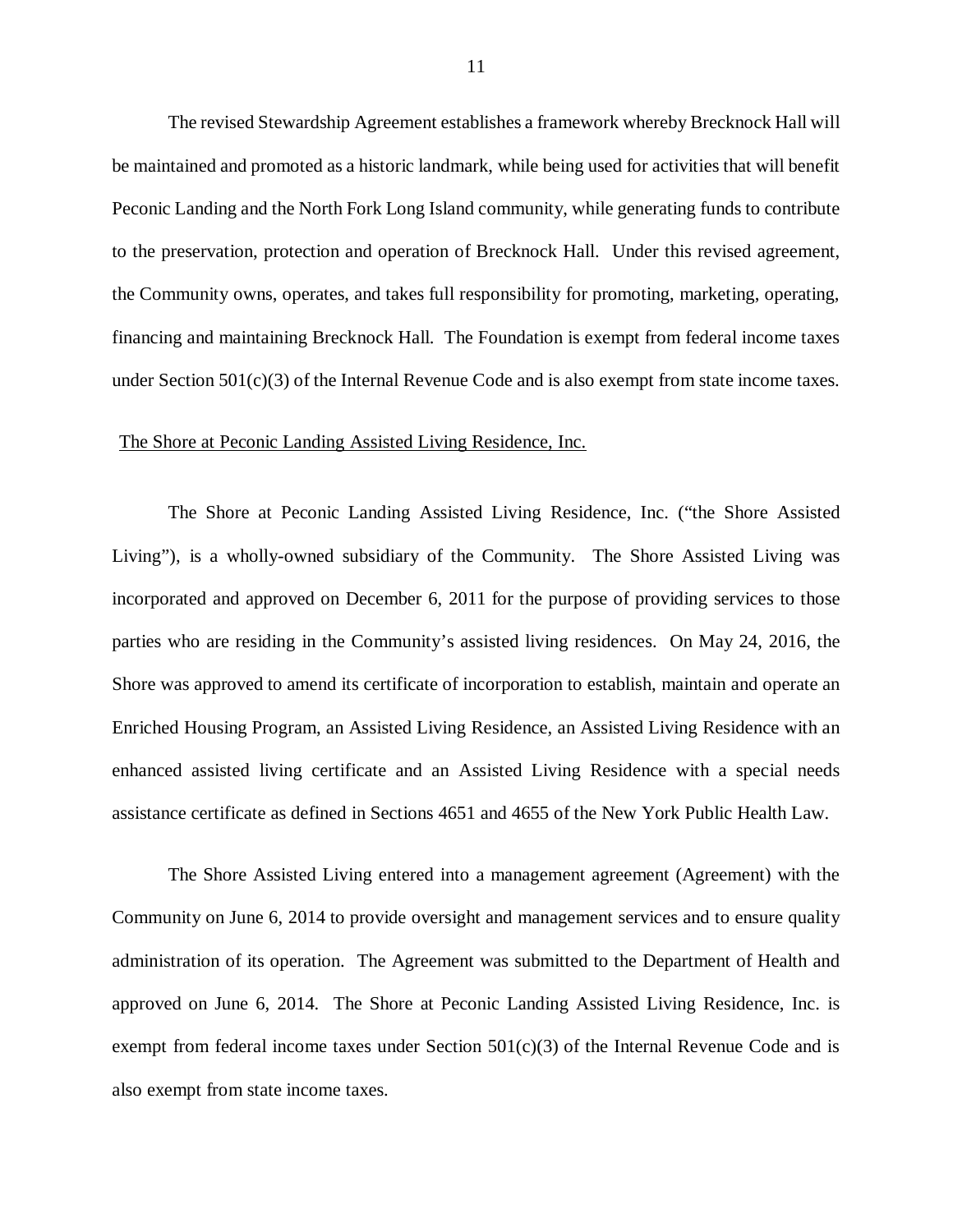The revised Stewardship Agreement establishes a framework whereby Brecknock Hall will be maintained and promoted as a historic landmark, while being used for activities that will benefit Peconic Landing and the North Fork Long Island community, while generating funds to contribute to the preservation, protection and operation of Brecknock Hall. Under this revised agreement, the Community owns, operates, and takes full responsibility for promoting, marketing, operating, financing and maintaining Brecknock Hall. The Foundation is exempt from federal income taxes under Section 501(c)(3) of the Internal Revenue Code and is also exempt from state income taxes.

The Shore at Peconic Landing Assisted Living Residence, Inc.

The Shore at Peconic Landing Assisted Living Residence, Inc. ("the Shore Assisted Living"), is a wholly-owned subsidiary of the Community. The Shore Assisted Living was incorporated and approved on December 6, 2011 for the purpose of providing services to those parties who are residing in the Community's assisted living residences. On May 24, 2016, the Shore was approved to amend its certificate of incorporation to establish, maintain and operate an Enriched Housing Program, an Assisted Living Residence, an Assisted Living Residence with an enhanced assisted living certificate and an Assisted Living Residence with a special needs assistance certificate as defined in Sections 4651 and 4655 of the New York Public Health Law.

The Shore Assisted Living entered into a management agreement (Agreement) with the Community on June 6, 2014 to provide oversight and management services and to ensure quality administration of its operation. The Agreement was submitted to the Department of Health and approved on June 6, 2014. The Shore at Peconic Landing Assisted Living Residence, Inc. is exempt from federal income taxes under Section 501(c)(3) of the Internal Revenue Code and is also exempt from state income taxes.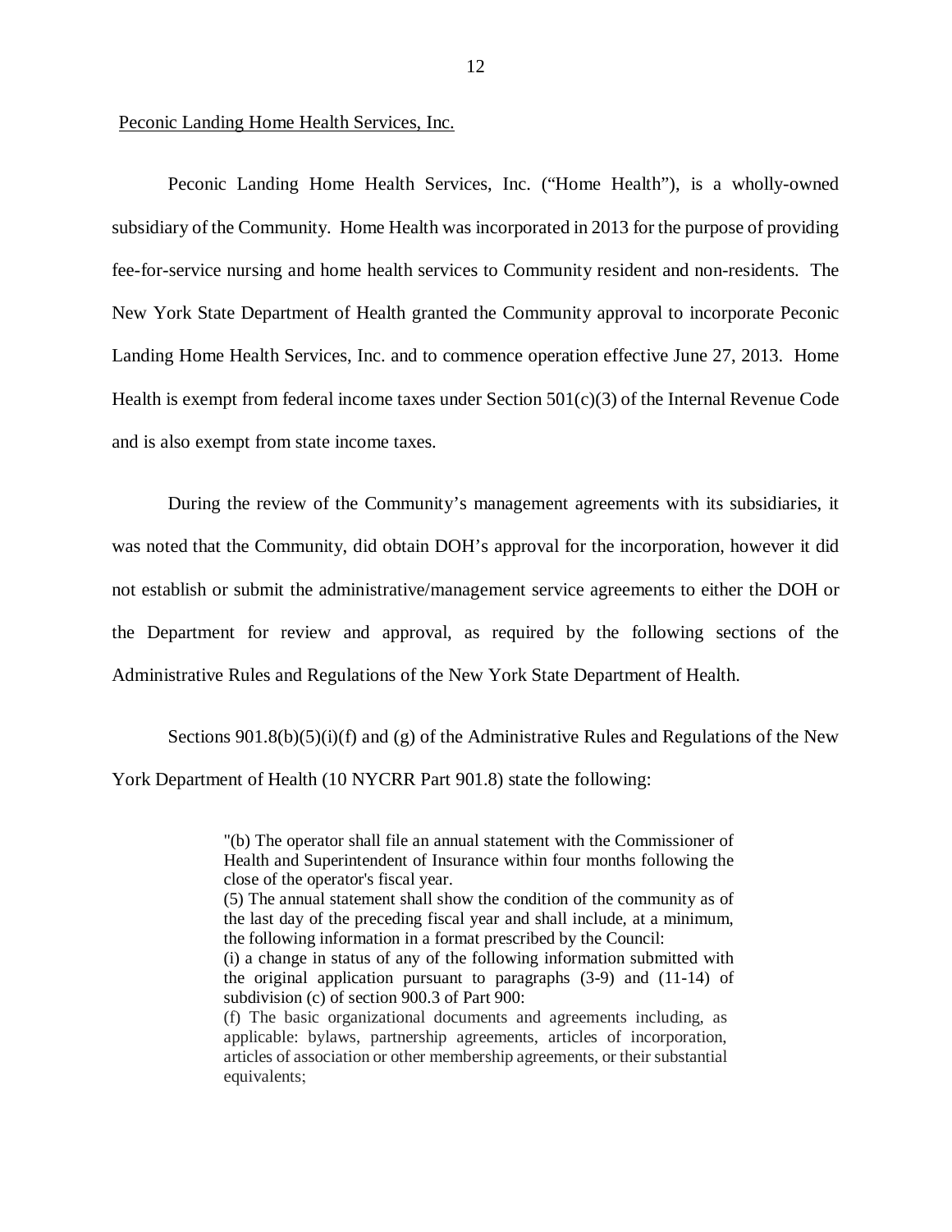Peconic Landing Home Health Services, Inc.

Peconic Landing Home Health Services, Inc. ("Home Health"), is a wholly-owned subsidiary of the Community. Home Health was incorporated in 2013 for the purpose of providing fee-for-service nursing and home health services to Community resident and non-residents. The New York State Department of Health granted the Community approval to incorporate Peconic Landing Home Health Services, Inc. and to commence operation effective June 27, 2013. Home Health is exempt from federal income taxes under Section 501(c)(3) of the Internal Revenue Code and is also exempt from state income taxes.

During the review of the Community's management agreements with its subsidiaries, it was noted that the Community, did obtain DOH's approval for the incorporation, however it did not establish or submit the administrative/management service agreements to either the DOH or the Department for review and approval, as required by the following sections of the Administrative Rules and Regulations of the New York State Department of Health.

Sections 901.8(b)(5)(i)(f) and (g) of the Administrative Rules and Regulations of the New York Department of Health (10 NYCRR Part 901.8) state the following:

> "(b) The operator shall file an annual statement with the Commissioner of Health and Superintendent of Insurance within four months following the close of the operator's fiscal year.
> (5) The annual statement shall show the condition of the community as of the last day of the preceding fiscal year and shall include, at a minimum, the following information in a format prescribed by the Council:
> (i) a change in status of any of the following information submitted with the original application pursuant to paragraphs (3-9) and (11-14) of subdivision (c) of section 900.3 of Part 900:
> (f) The basic organizational documents and agreements including, as applicable: bylaws, partnership agreements, articles of incorporation, articles of association or other membership agreements, or their substantial equivalents;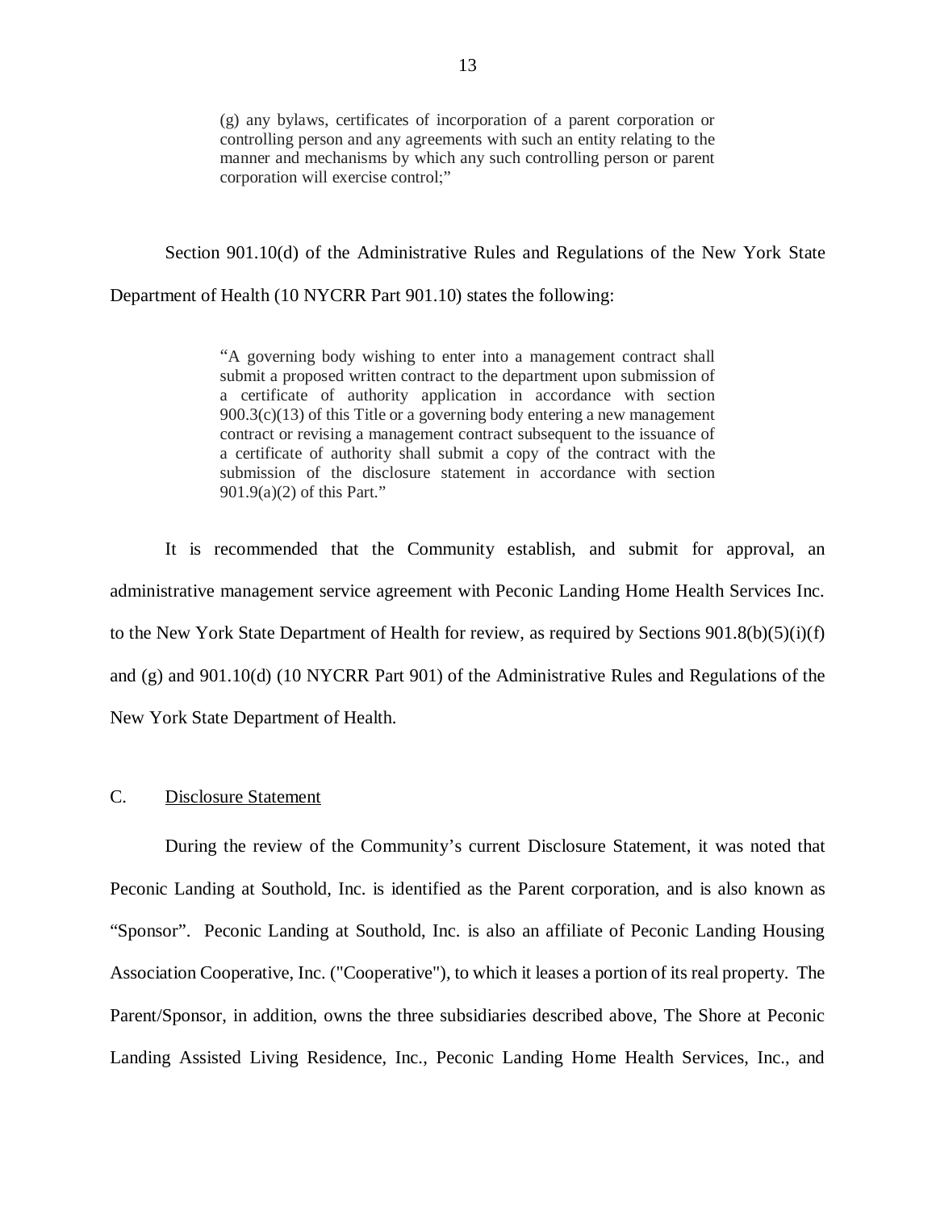> (g) any bylaws, certificates of incorporation of a parent corporation or controlling person and any agreements with such an entity relating to the manner and mechanisms by which any such controlling person or parent corporation will exercise control;"

Section 901.10(d) of the Administrative Rules and Regulations of the New York State Department of Health (10 NYCRR Part 901.10) states the following:

> "A governing body wishing to enter into a management contract shall submit a proposed written contract to the department upon submission of a certificate of authority application in accordance with section 900.3(c)(13) of this Title or a governing body entering a new management contract or revising a management contract subsequent to the issuance of a certificate of authority shall submit a copy of the contract with the submission of the disclosure statement in accordance with section 901.9(a)(2) of this Part."

It is recommended that the Community establish, and submit for approval, an administrative management service agreement with Peconic Landing Home Health Services Inc. to the New York State Department of Health for review, as required by Sections 901.8(b)(5)(i)(f) and (g) and 901.10(d) (10 NYCRR Part 901) of the Administrative Rules and Regulations of the New York State Department of Health.

C. Disclosure Statement

During the review of the Community's current Disclosure Statement, it was noted that Peconic Landing at Southold, Inc. is identified as the Parent corporation, and is also known as "Sponsor". Peconic Landing at Southold, Inc. is also an affiliate of Peconic Landing Housing Association Cooperative, Inc. ("Cooperative"), to which it leases a portion of its real property. The Parent/Sponsor, in addition, owns the three subsidiaries described above, The Shore at Peconic Landing Assisted Living Residence, Inc., Peconic Landing Home Health Services, Inc., and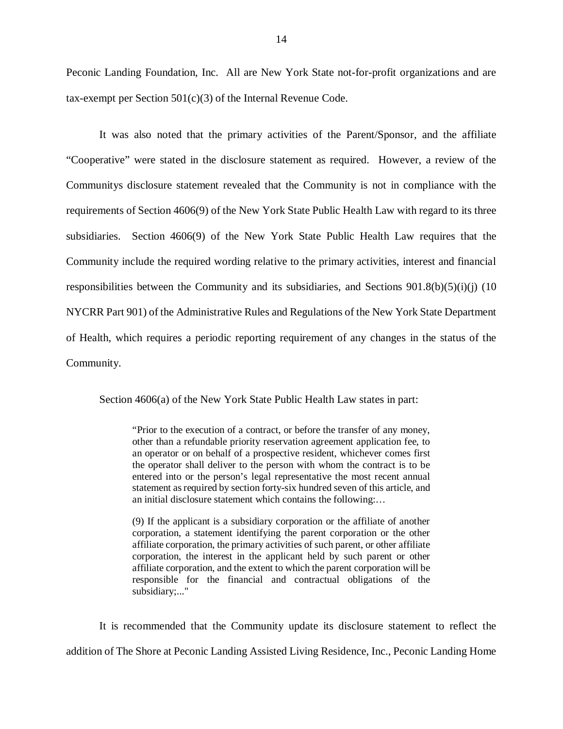Peconic Landing Foundation, Inc. All are New York State not-for-profit organizations and are tax-exempt per Section 501(c)(3) of the Internal Revenue Code.

It was also noted that the primary activities of the Parent/Sponsor, and the affiliate "Cooperative" were stated in the disclosure statement as required. However, a review of the Communitys disclosure statement revealed that the Community is not in compliance with the requirements of Section 4606(9) of the New York State Public Health Law with regard to its three subsidiaries. Section 4606(9) of the New York State Public Health Law requires that the Community include the required wording relative to the primary activities, interest and financial responsibilities between the Community and its subsidiaries, and Sections 901.8(b)(5)(i)(j) (10 NYCRR Part 901) of the Administrative Rules and Regulations of the New York State Department of Health, which requires a periodic reporting requirement of any changes in the status of the Community.

Section 4606(a) of the New York State Public Health Law states in part:

> "Prior to the execution of a contract, or before the transfer of any money, other than a refundable priority reservation agreement application fee, to an operator or on behalf of a prospective resident, whichever comes first the operator shall deliver to the person with whom the contract is to be entered into or the person's legal representative the most recent annual statement as required by section forty-six hundred seven of this article, and an initial disclosure statement which contains the following:…
>
> (9) If the applicant is a subsidiary corporation or the affiliate of another corporation, a statement identifying the parent corporation or the other affiliate corporation, the primary activities of such parent, or other affiliate corporation, the interest in the applicant held by such parent or other affiliate corporation, and the extent to which the parent corporation will be responsible for the financial and contractual obligations of the subsidiary;..."

It is recommended that the Community update its disclosure statement to reflect the addition of The Shore at Peconic Landing Assisted Living Residence, Inc., Peconic Landing Home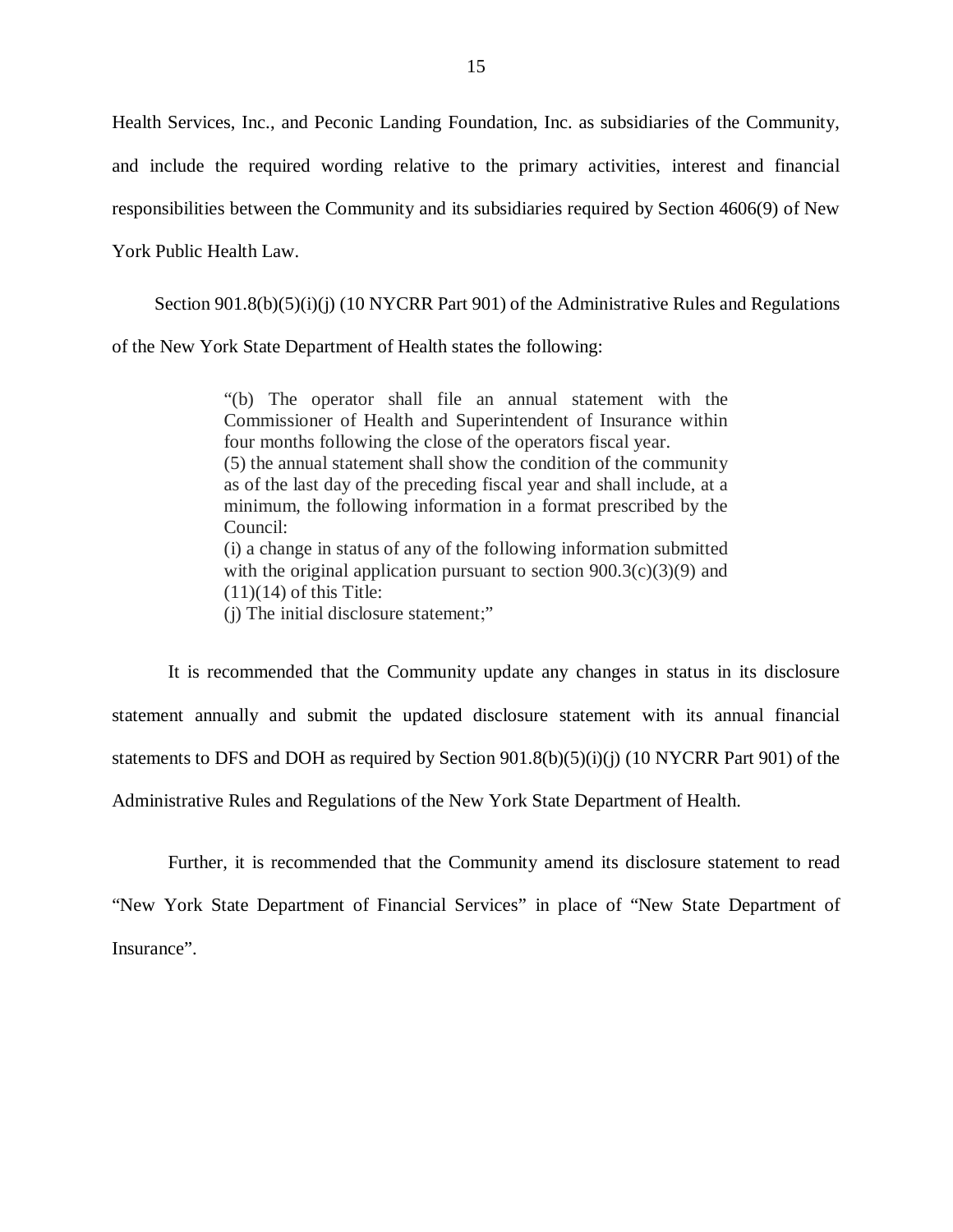Health Services, Inc., and Peconic Landing Foundation, Inc. as subsidiaries of the Community, and include the required wording relative to the primary activities, interest and financial responsibilities between the Community and its subsidiaries required by Section 4606(9) of New York Public Health Law.

Section 901.8(b)(5)(i)(j) (10 NYCRR Part 901) of the Administrative Rules and Regulations of the New York State Department of Health states the following:

> "(b) The operator shall file an annual statement with the Commissioner of Health and Superintendent of Insurance within four months following the close of the operators fiscal year.
> (5) the annual statement shall show the condition of the community as of the last day of the preceding fiscal year and shall include, at a minimum, the following information in a format prescribed by the Council:
> (i) a change in status of any of the following information submitted with the original application pursuant to section 900.3(c)(3)(9) and (11)(14) of this Title:
> (j) The initial disclosure statement;"

It is recommended that the Community update any changes in status in its disclosure statement annually and submit the updated disclosure statement with its annual financial statements to DFS and DOH as required by Section 901.8(b)(5)(i)(j) (10 NYCRR Part 901) of the Administrative Rules and Regulations of the New York State Department of Health.

Further, it is recommended that the Community amend its disclosure statement to read "New York State Department of Financial Services" in place of "New State Department of Insurance".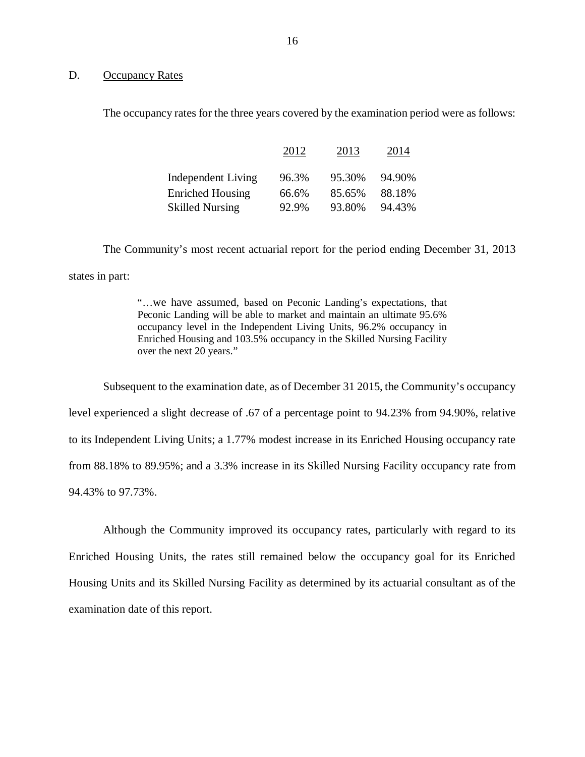## D. Occupancy Rates

The occupancy rates for the three years covered by the examination period were as follows:

| | 2012 | 2013 | 2014 |
|---|---|---|---|
| Independent Living | 96.3% | 95.30% | 94.90% |
| Enriched Housing | 66.6% | 85.65% | 88.18% |
| Skilled Nursing | 92.9% | 93.80% | 94.43% |

The Community's most recent actuarial report for the period ending December 31, 2013 states in part:

> "…we have assumed, based on Peconic Landing's expectations, that Peconic Landing will be able to market and maintain an ultimate 95.6% occupancy level in the Independent Living Units, 96.2% occupancy in Enriched Housing and 103.5% occupancy in the Skilled Nursing Facility over the next 20 years."

Subsequent to the examination date, as of December 31 2015, the Community's occupancy level experienced a slight decrease of .67 of a percentage point to 94.23% from 94.90%, relative to its Independent Living Units; a 1.77% modest increase in its Enriched Housing occupancy rate from 88.18% to 89.95%; and a 3.3% increase in its Skilled Nursing Facility occupancy rate from 94.43% to 97.73%.

Although the Community improved its occupancy rates, particularly with regard to its Enriched Housing Units, the rates still remained below the occupancy goal for its Enriched Housing Units and its Skilled Nursing Facility as determined by its actuarial consultant as of the examination date of this report.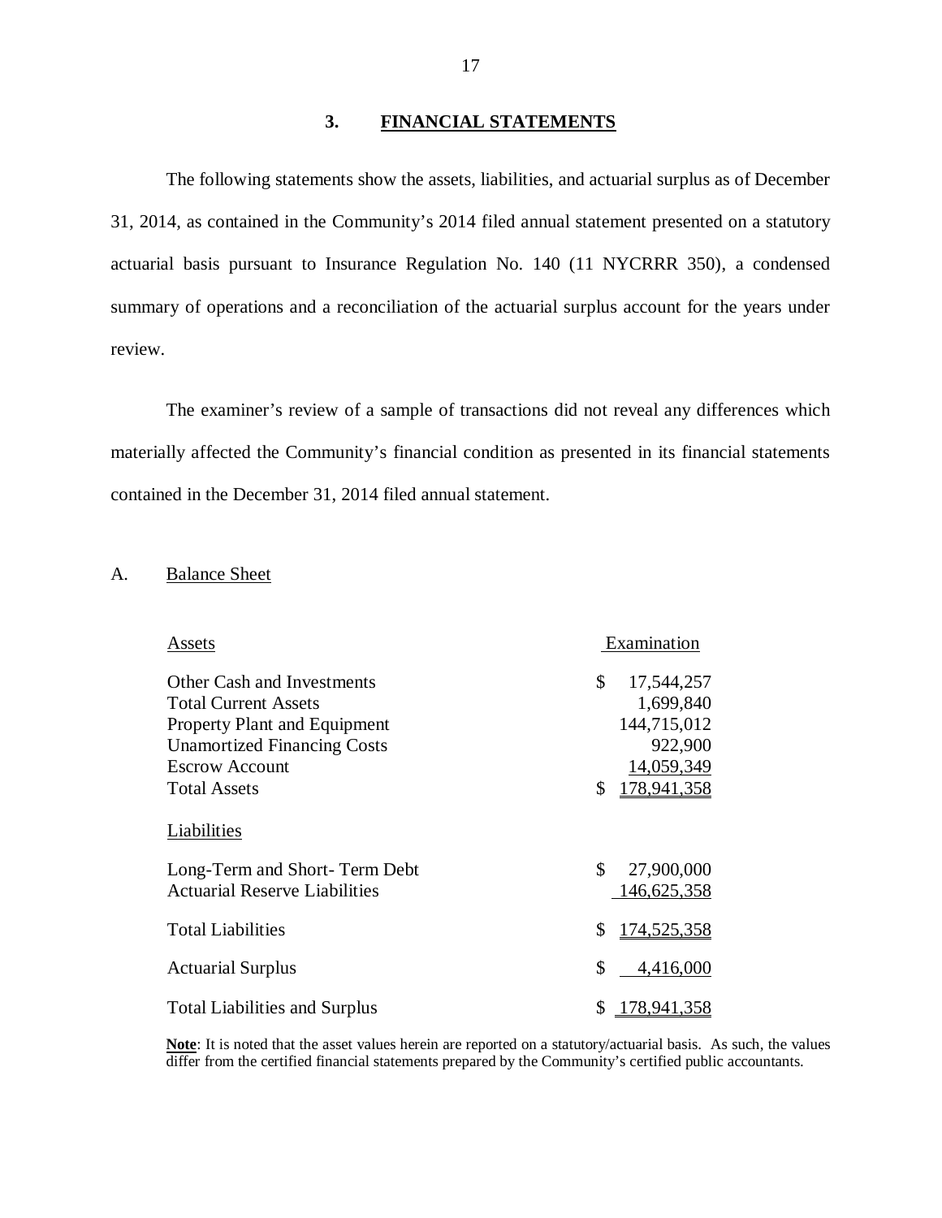## 3. FINANCIAL STATEMENTS

The following statements show the assets, liabilities, and actuarial surplus as of December 31, 2014, as contained in the Community's 2014 filed annual statement presented on a statutory actuarial basis pursuant to Insurance Regulation No. 140 (11 NYCRRR 350), a condensed summary of operations and a reconciliation of the actuarial surplus account for the years under review.

The examiner's review of a sample of transactions did not reveal any differences which materially affected the Community's financial condition as presented in its financial statements contained in the December 31, 2014 filed annual statement.

### A. Balance Sheet

| Assets | Examination |
|---|---|
| Other Cash and Investments | $ 17,544,257 |
| Total Current Assets | 1,699,840 |
| Property Plant and Equipment | 144,715,012 |
| Unamortized Financing Costs | 922,900 |
| Escrow Account | 14,059,349 |
| Total Assets | $ 178,941,358 |
| **Liabilities** | |
| Long-Term and Short- Term Debt | $ 27,900,000 |
| Actuarial Reserve Liabilities | 146,625,358 |
| Total Liabilities | $ 174,525,358 |
| Actuarial Surplus | $ 4,416,000 |
| Total Liabilities and Surplus | $ 178,941,358 |

**Note**: It is noted that the asset values herein are reported on a statutory/actuarial basis. As such, the values differ from the certified financial statements prepared by the Community's certified public accountants.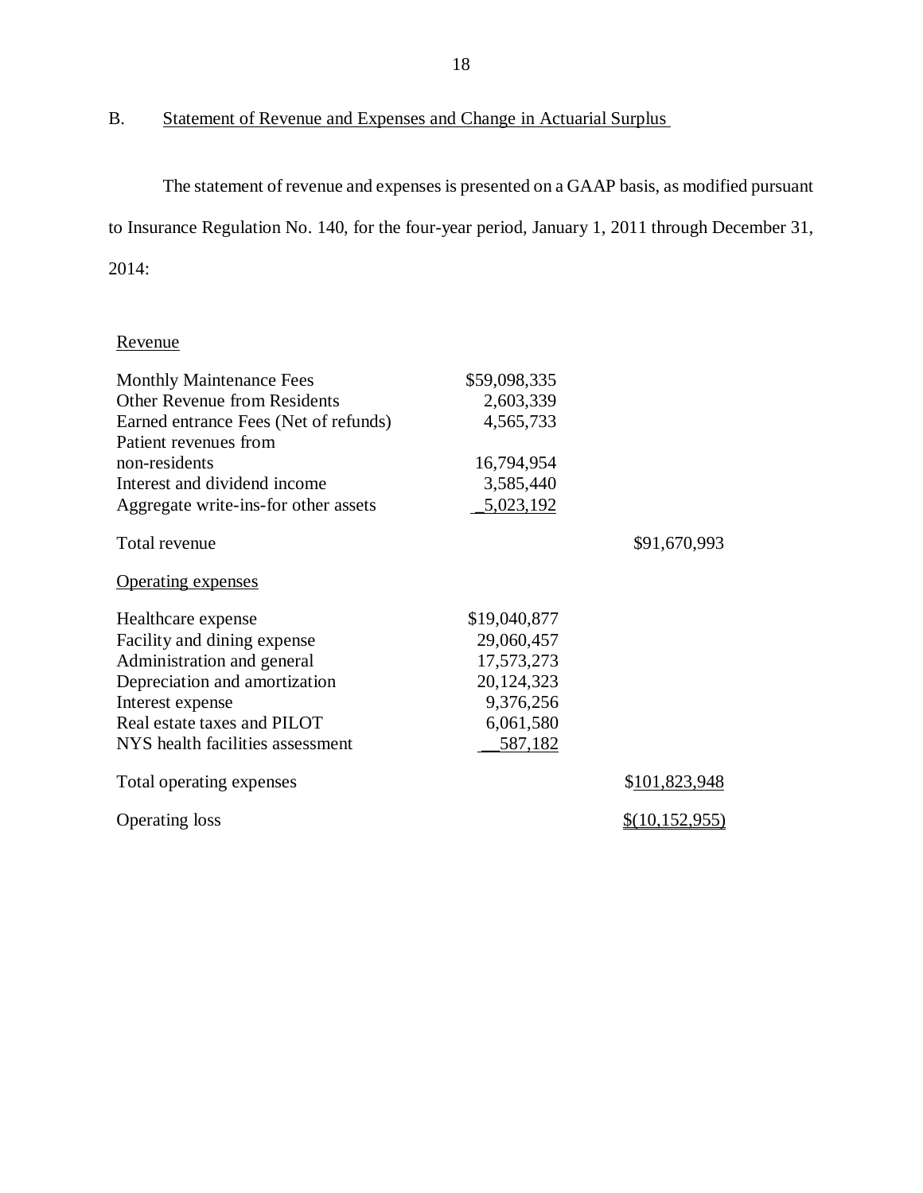## B. Statement of Revenue and Expenses and Change in Actuarial Surplus

The statement of revenue and expenses is presented on a GAAP basis, as modified pursuant to Insurance Regulation No. 140, for the four-year period, January 1, 2011 through December 31, 2014:

| | | |
|---|---|---|
| Revenue | | |
| Monthly Maintenance Fees | $59,098,335 | |
| Other Revenue from Residents | 2,603,339 | |
| Earned entrance Fees (Net of refunds) | 4,565,733 | |
| Patient revenues from non-residents | 16,794,954 | |
| Interest and dividend income | 3,585,440 | |
| Aggregate write-ins-for other assets | 5,023,192 | |
| Total revenue | | $91,670,993 |
| Operating expenses | | |
| Healthcare expense | $19,040,877 | |
| Facility and dining expense | 29,060,457 | |
| Administration and general | 17,573,273 | |
| Depreciation and amortization | 20,124,323 | |
| Interest expense | 9,376,256 | |
| Real estate taxes and PILOT | 6,061,580 | |
| NYS health facilities assessment | 587,182 | |
| Total operating expenses | | $101,823,948 |
| Operating loss | | $(10,152,955) |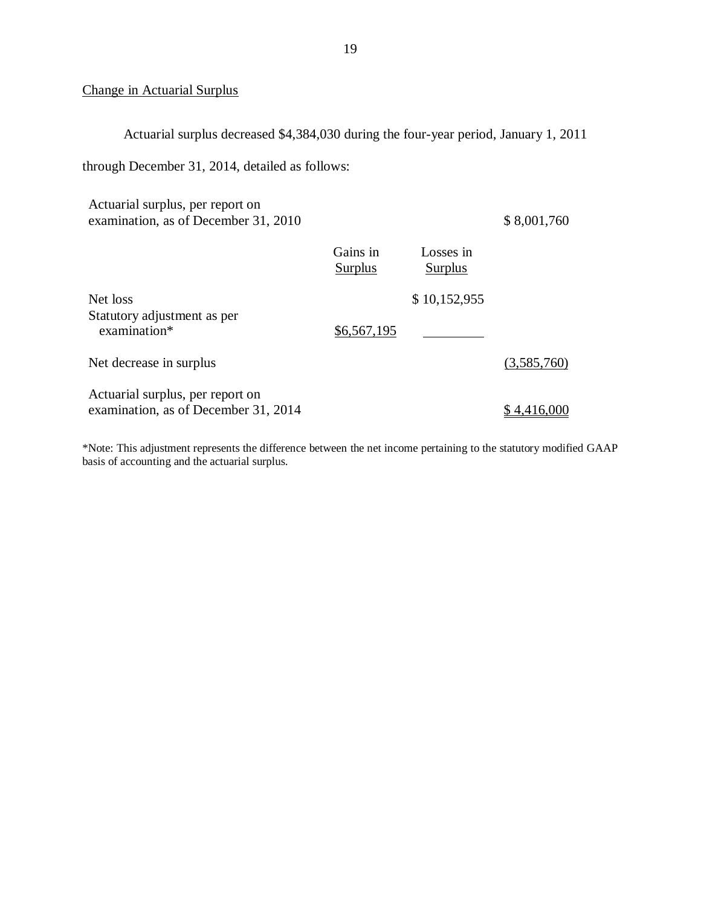## Change in Actuarial Surplus

Actuarial surplus decreased $4,384,030 during the four-year period, January 1, 2011 through December 31, 2014, detailed as follows:

| | Gains in Surplus | Losses in Surplus | |
|---|---|---|---|
| Actuarial surplus, per report on examination, as of December 31, 2010 | | | $ 8,001,760 |
| Net loss | | $ 10,152,955 | |
| Statutory adjustment as per examination* | $6,567,195 | | |
| Net decrease in surplus | | | (3,585,760) |
| Actuarial surplus, per report on examination, as of December 31, 2014 | | | $ 4,416,000 |

*Note: This adjustment represents the difference between the net income pertaining to the statutory modified GAAP basis of accounting and the actuarial surplus.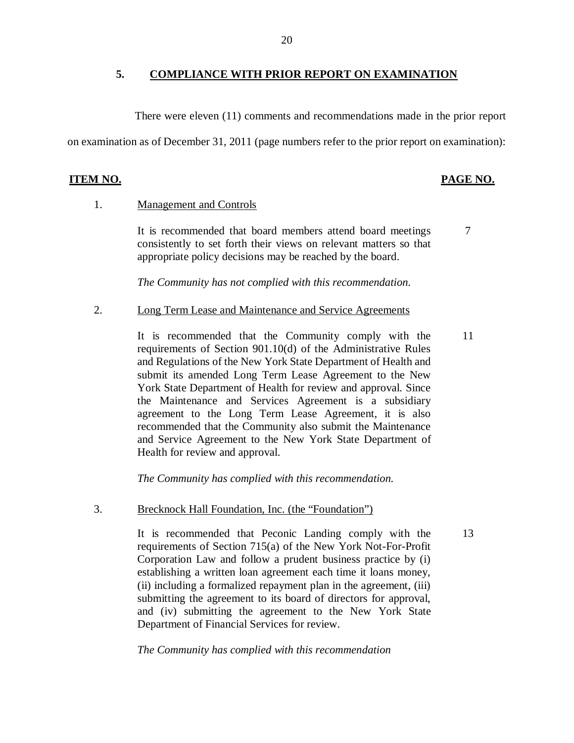## 5. COMPLIANCE WITH PRIOR REPORT ON EXAMINATION

There were eleven (11) comments and recommendations made in the prior report on examination as of December 31, 2011 (page numbers refer to the prior report on examination):

| ITEM NO. | | PAGE NO. |
|---|---|---|
| 1. | Management and Controls | |
| | It is recommended that board members attend board meetings consistently to set forth their views on relevant matters so that appropriate policy decisions may be reached by the board.<br><br>*The Community has not complied with this recommendation.* | 7 |
| 2. | Long Term Lease and Maintenance and Service Agreements | |
| | It is recommended that the Community comply with the requirements of Section 901.10(d) of the Administrative Rules and Regulations of the New York State Department of Health and submit its amended Long Term Lease Agreement to the New York State Department of Health for review and approval. Since the Maintenance and Services Agreement is a subsidiary agreement to the Long Term Lease Agreement, it is also recommended that the Community also submit the Maintenance and Service Agreement to the New York State Department of Health for review and approval.<br><br>*The Community has complied with this recommendation.* | 11 |
| 3. | Brecknock Hall Foundation, Inc. (the "Foundation") | |
| | It is recommended that Peconic Landing comply with the requirements of Section 715(a) of the New York Not-For-Profit Corporation Law and follow a prudent business practice by (i) establishing a written loan agreement each time it loans money, (ii) including a formalized repayment plan in the agreement, (iii) submitting the agreement to its board of directors for approval, and (iv) submitting the agreement to the New York State Department of Financial Services for review.<br><br>*The Community has complied with this recommendation* | 13 |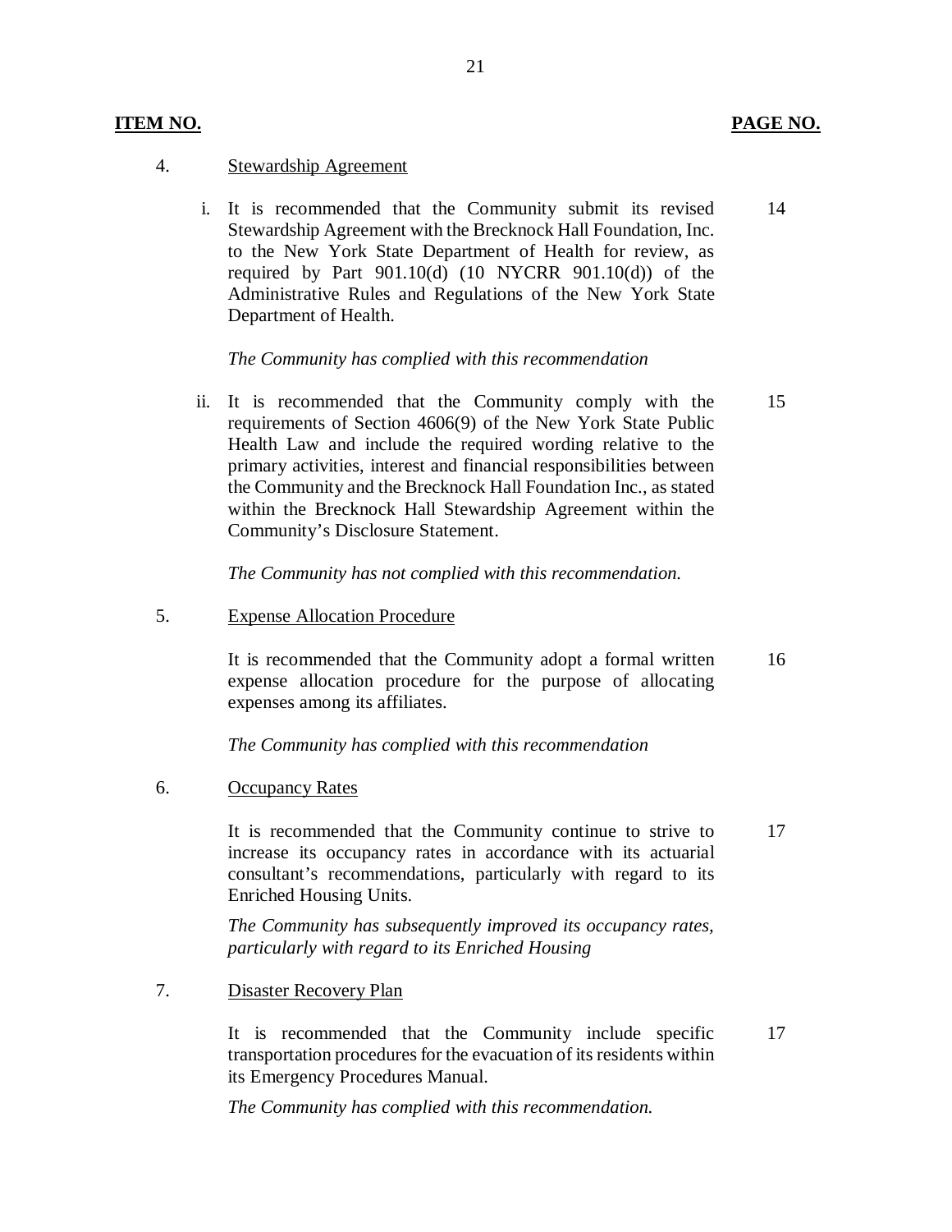**ITEM NO.** **PAGE NO.**

4. Stewardship Agreement

i. It is recommended that the Community submit its revised Stewardship Agreement with the Brecknock Hall Foundation, Inc. to the New York State Department of Health for review, as required by Part 901.10(d) (10 NYCRR 901.10(d)) of the Administrative Rules and Regulations of the New York State Department of Health. — 14

*The Community has complied with this recommendation*

ii. It is recommended that the Community comply with the requirements of Section 4606(9) of the New York State Public Health Law and include the required wording relative to the primary activities, interest and financial responsibilities between the Community and the Brecknock Hall Foundation Inc., as stated within the Brecknock Hall Stewardship Agreement within the Community's Disclosure Statement. — 15

*The Community has not complied with this recommendation.*

5. Expense Allocation Procedure

It is recommended that the Community adopt a formal written expense allocation procedure for the purpose of allocating expenses among its affiliates. — 16

*The Community has complied with this recommendation*

6. Occupancy Rates

It is recommended that the Community continue to strive to increase its occupancy rates in accordance with its actuarial consultant's recommendations, particularly with regard to its Enriched Housing Units. — 17

*The Community has subsequently improved its occupancy rates, particularly with regard to its Enriched Housing*

7. Disaster Recovery Plan

It is recommended that the Community include specific transportation procedures for the evacuation of its residents within its Emergency Procedures Manual. — 17

*The Community has complied with this recommendation.*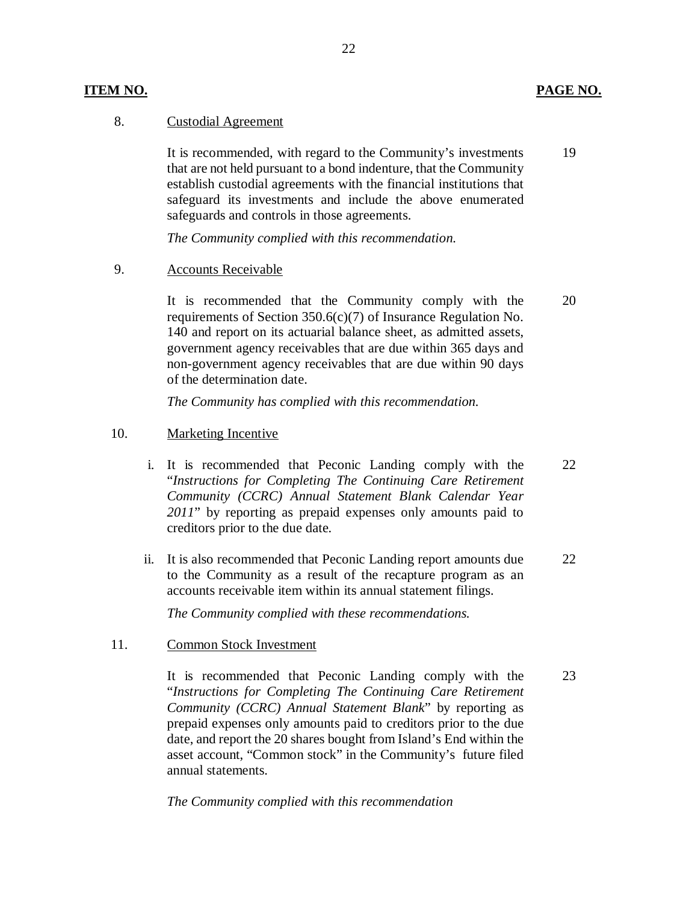| ITEM NO. | | PAGE NO. |
|---|---|---|

8. Custodial Agreement

   It is recommended, with regard to the Community's investments that are not held pursuant to a bond indenture, that the Community establish custodial agreements with the financial institutions that safeguard its investments and include the above enumerated safeguards and controls in those agreements. — 19

   *The Community complied with this recommendation.*

9. Accounts Receivable

   It is recommended that the Community comply with the requirements of Section 350.6(c)(7) of Insurance Regulation No. 140 and report on its actuarial balance sheet, as admitted assets, government agency receivables that are due within 365 days and non-government agency receivables that are due within 90 days of the determination date. — 20

   *The Community has complied with this recommendation.*

10. Marketing Incentive

    i. It is recommended that Peconic Landing comply with the "*Instructions for Completing The Continuing Care Retirement Community (CCRC) Annual Statement Blank Calendar Year 2011*" by reporting as prepaid expenses only amounts paid to creditors prior to the due date. — 22

    ii. It is also recommended that Peconic Landing report amounts due to the Community as a result of the recapture program as an accounts receivable item within its annual statement filings. — 22

    *The Community complied with these recommendations.*

11. Common Stock Investment

    It is recommended that Peconic Landing comply with the "*Instructions for Completing The Continuing Care Retirement Community (CCRC) Annual Statement Blank*" by reporting as prepaid expenses only amounts paid to creditors prior to the due date, and report the 20 shares bought from Island's End within the asset account, "Common stock" in the Community's future filed annual statements. — 23

    *The Community complied with this recommendation*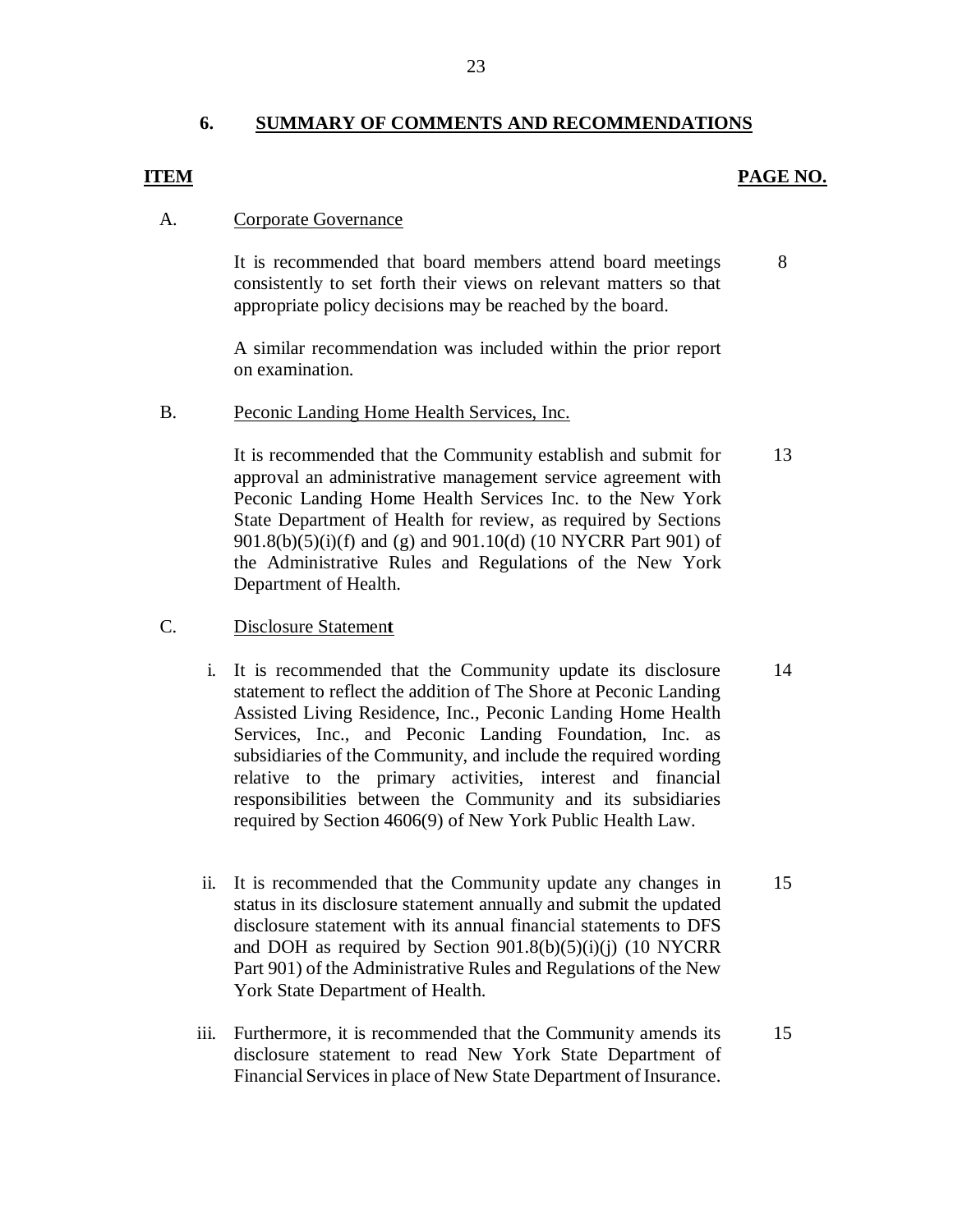## 6. SUMMARY OF COMMENTS AND RECOMMENDATIONS

| ITEM | | PAGE NO. |
|---|---|---|
| A. | Corporate Governance | |
| | It is recommended that board members attend board meetings consistently to set forth their views on relevant matters so that appropriate policy decisions may be reached by the board. | 8 |
| | A similar recommendation was included within the prior report on examination. | |
| B. | Peconic Landing Home Health Services, Inc. | |
| | It is recommended that the Community establish and submit for approval an administrative management service agreement with Peconic Landing Home Health Services Inc. to the New York State Department of Health for review, as required by Sections 901.8(b)(5)(i)(f) and (g) and 901.10(d) (10 NYCRR Part 901) of the Administrative Rules and Regulations of the New York Department of Health. | 13 |
| C. | Disclosure Statement | |
| | i. It is recommended that the Community update its disclosure statement to reflect the addition of The Shore at Peconic Landing Assisted Living Residence, Inc., Peconic Landing Home Health Services, Inc., and Peconic Landing Foundation, Inc. as subsidiaries of the Community, and include the required wording relative to the primary activities, interest and financial responsibilities between the Community and its subsidiaries required by Section 4606(9) of New York Public Health Law. | 14 |
| | ii. It is recommended that the Community update any changes in status in its disclosure statement annually and submit the updated disclosure statement with its annual financial statements to DFS and DOH as required by Section 901.8(b)(5)(i)(j) (10 NYCRR Part 901) of the Administrative Rules and Regulations of the New York State Department of Health. | 15 |
| | iii. Furthermore, it is recommended that the Community amends its disclosure statement to read New York State Department of Financial Services in place of New State Department of Insurance. | 15 |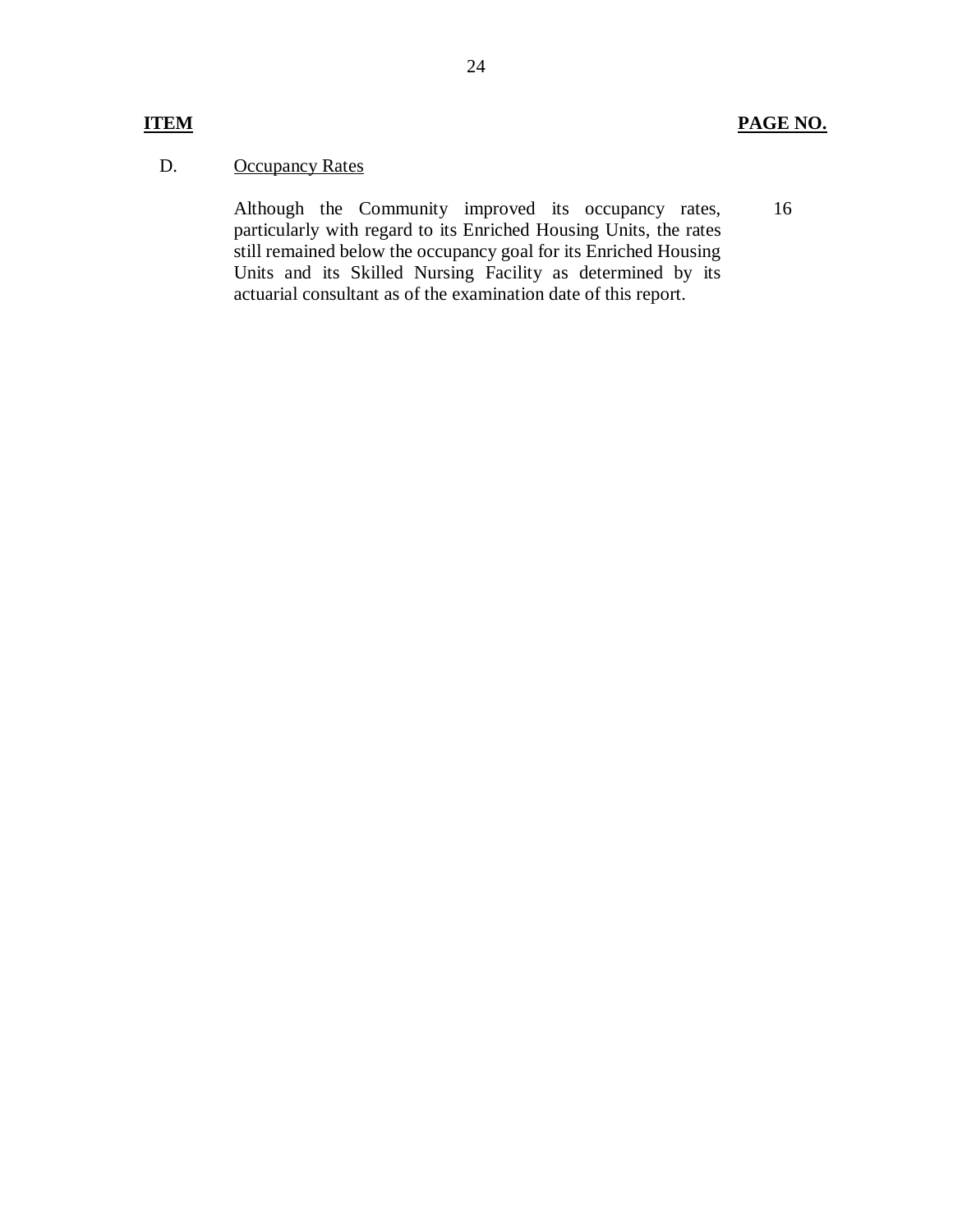| ITEM | | PAGE NO. |
|---|---|---|
| D. | Occupancy Rates | |
| | Although the Community improved its occupancy rates, particularly with regard to its Enriched Housing Units, the rates still remained below the occupancy goal for its Enriched Housing Units and its Skilled Nursing Facility as determined by its actuarial consultant as of the examination date of this report. | 16 |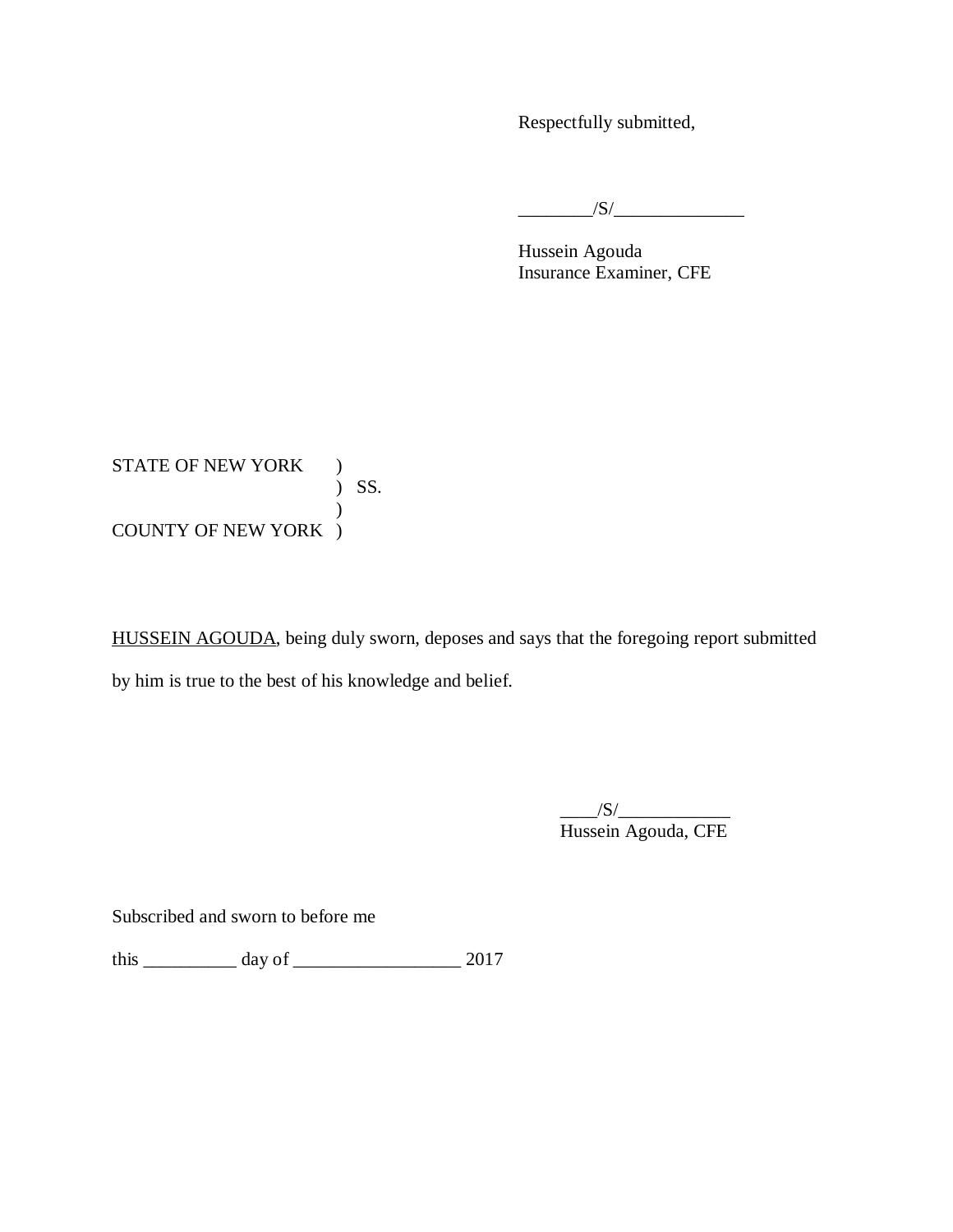Respectfully submitted,

________/S/______________

Hussein Agouda
Insurance Examiner, CFE

STATE OF NEW YORK )
) SS.
)
COUNTY OF NEW YORK )

HUSSEIN AGOUDA, being duly sworn, deposes and says that the foregoing report submitted by him is true to the best of his knowledge and belief.

____/S/____________
Hussein Agouda, CFE

Subscribed and sworn to before me

this __________ day of __________________ 2017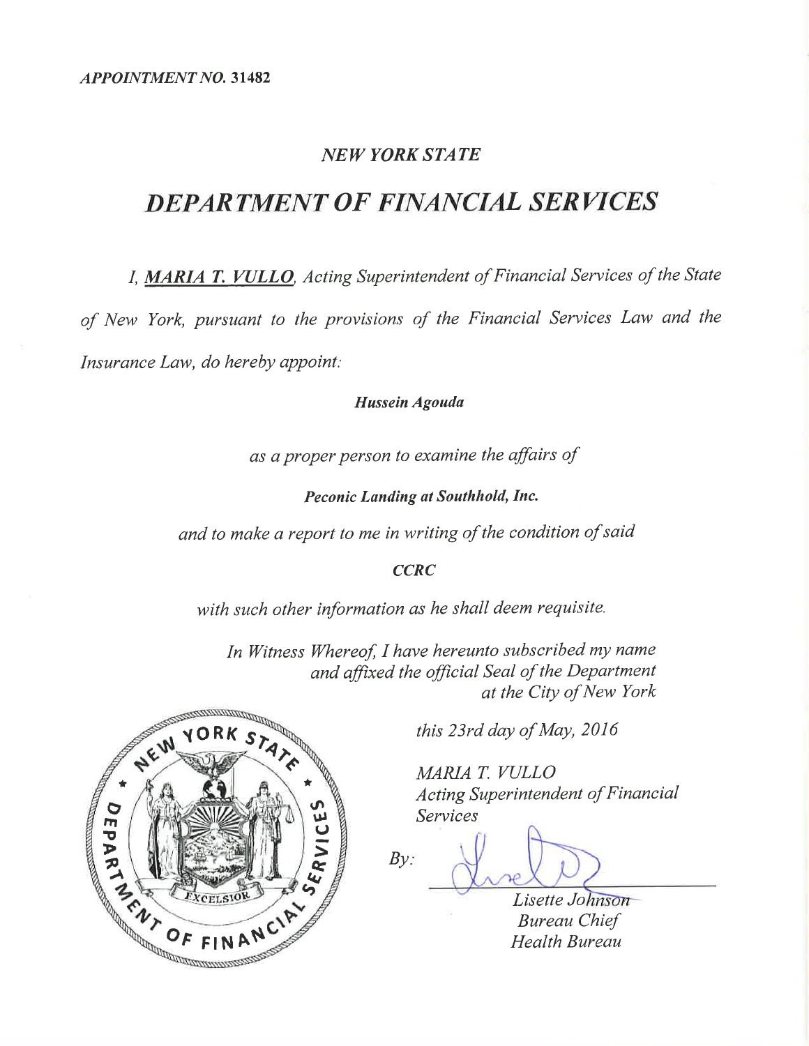*APPOINTMENT NO.* **31482**

## *NEW YORK STATE*

# *DEPARTMENT OF FINANCIAL SERVICES*

*I, **MARIA T. VULLO**, Acting Superintendent of Financial Services of the State of New York, pursuant to the provisions of the Financial Services Law and the Insurance Law, do hereby appoint:*

***Hussein Agouda***

*as a proper person to examine the affairs of*

***Peconic Landing at Southhold, Inc.***

*and to make a report to me in writing of the condition of said*

***CCRC***

*with such other information as he shall deem requisite.*

*In Witness Whereof, I have hereunto subscribed my name and affixed the official Seal of the Department at the City of New York*

*this 23rd day of May, 2016*

*MARIA T. VULLO*
*Acting Superintendent of Financial Services*

*By:*

*Lisette Johnson*
*Bureau Chief*
*Health Bureau*